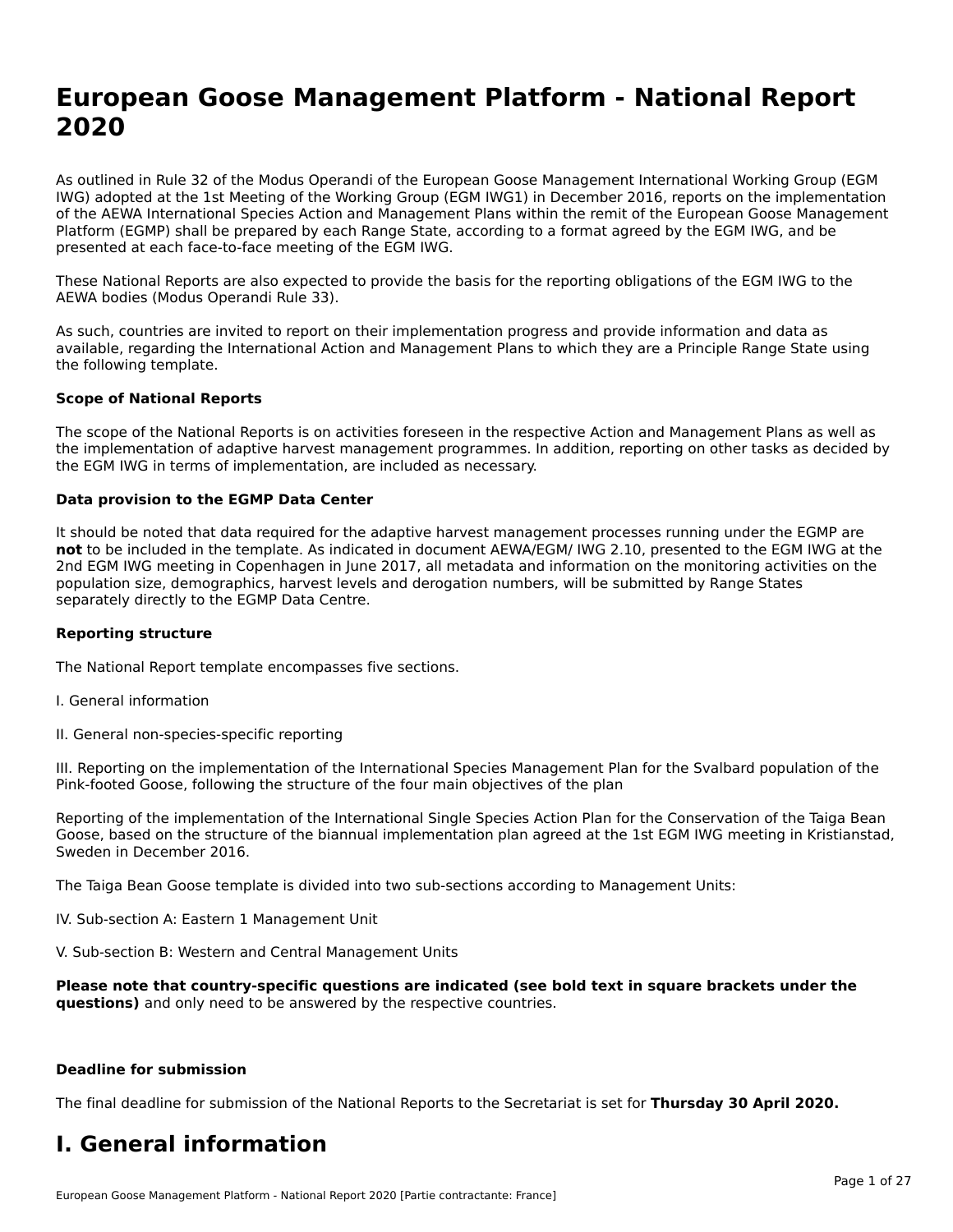# European Goose Management Platform - National Report 2020

As outlined in Rule 32 of the Modus Operandi of the European Goose Management International Working Group (EGM IWG) adopted at the 1st Meeting of the Working Group (EGM IWG1) in December 2016, reports on the implementation of the AEWA International Species Action and Management Plans within the remit of the European Goose Management Platform (EGMP) shall be prepared by each Range State, according to a format agreed by the EGM IWG, and be presented at each face-to-face meeting of the EGM IWG.

These National Reports are also expected to provide the basis for the reporting obligations of the EGM IWG to the AEWA bodies (Modus Operandi Rule 33).

As such, countries are invited to report on their implementation progress and provide information and data as available, regarding the International Action and Management Plans to which they are a Principle Range State using the following template.

**Scope of National Reports**

The scope of the National Reports is on activities foreseen in the respective Action and Management Plans as well as the implementation of adaptive harvest management programmes. In addition, reporting on other tasks as decided by the EGM IWG in terms of implementation, are included as necessary.

**Data provision to the EGMP Data Center**

It should be noted that data required for the adaptive harvest management processes running under the EGMP are **not** to be included in the template. As indicated in document AEWA/EGM/ IWG 2.10, presented to the EGM IWG at the 2nd EGM IWG meeting in Copenhagen in June 2017, all metadata and information on the monitoring activities on the population size, demographics, harvest levels and derogation numbers, will be submitted by Range States separately directly to the EGMP Data Centre.

**Reporting structure**

The National Report template encompasses five sections.

I. General information

II. General non-species-specific reporting

III. Reporting on the implementation of the International Species Management Plan for the Svalbard population of the Pink-footed Goose, following the structure of the four main objectives of the plan

Reporting of the implementation of the International Single Species Action Plan for the Conservation of the Taiga Bean Goose, based on the structure of the biannual implementation plan agreed at the 1st EGM IWG meeting in Kristianstad, Sweden in December 2016.

The Taiga Bean Goose template is divided into two sub-sections according to Management Units:

IV. Sub-section A: Eastern 1 Management Unit

V. Sub-section B: Western and Central Management Units

**Please note that country-specific questions are indicated (see bold text in square brackets under the questions)** and only need to be answered by the respective countries.

**Deadline for submission**

The final deadline for submission of the National Reports to the Secretariat is set for **Thursday 30 April 2020.**

# I. General information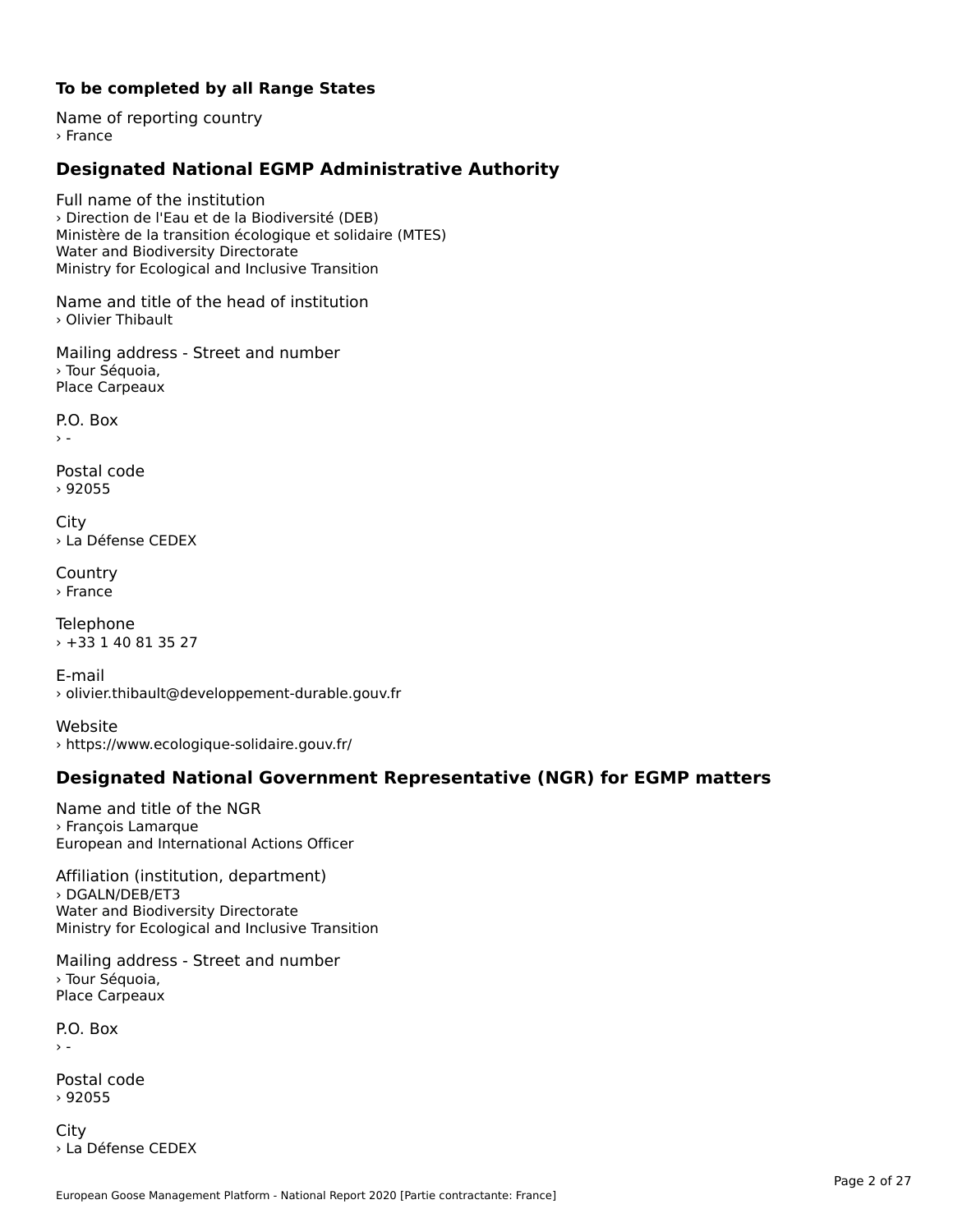**To be completed by all Range States**

Name of reporting country
› France

## Designated National EGMP Administrative Authority

Full name of the institution
› Direction de l'Eau et de la Biodiversité (DEB)
Ministère de la transition écologique et solidaire (MTES)
Water and Biodiversity Directorate
Ministry for Ecological and Inclusive Transition

Name and title of the head of institution
› Olivier Thibault

Mailing address - Street and number
› Tour Séquoia,
Place Carpeaux

P.O. Box
› -

Postal code
› 92055

City
› La Défense CEDEX

Country
› France

Telephone
› +33 1 40 81 35 27

E-mail
› olivier.thibault@developpement-durable.gouv.fr

Website
› https://www.ecologique-solidaire.gouv.fr/

## Designated National Government Representative (NGR) for EGMP matters

Name and title of the NGR
› François Lamarque
European and International Actions Officer

Affiliation (institution, department)
› DGALN/DEB/ET3
Water and Biodiversity Directorate
Ministry for Ecological and Inclusive Transition

Mailing address - Street and number
› Tour Séquoia,
Place Carpeaux

P.O. Box
› -

Postal code
› 92055

City
› La Défense CEDEX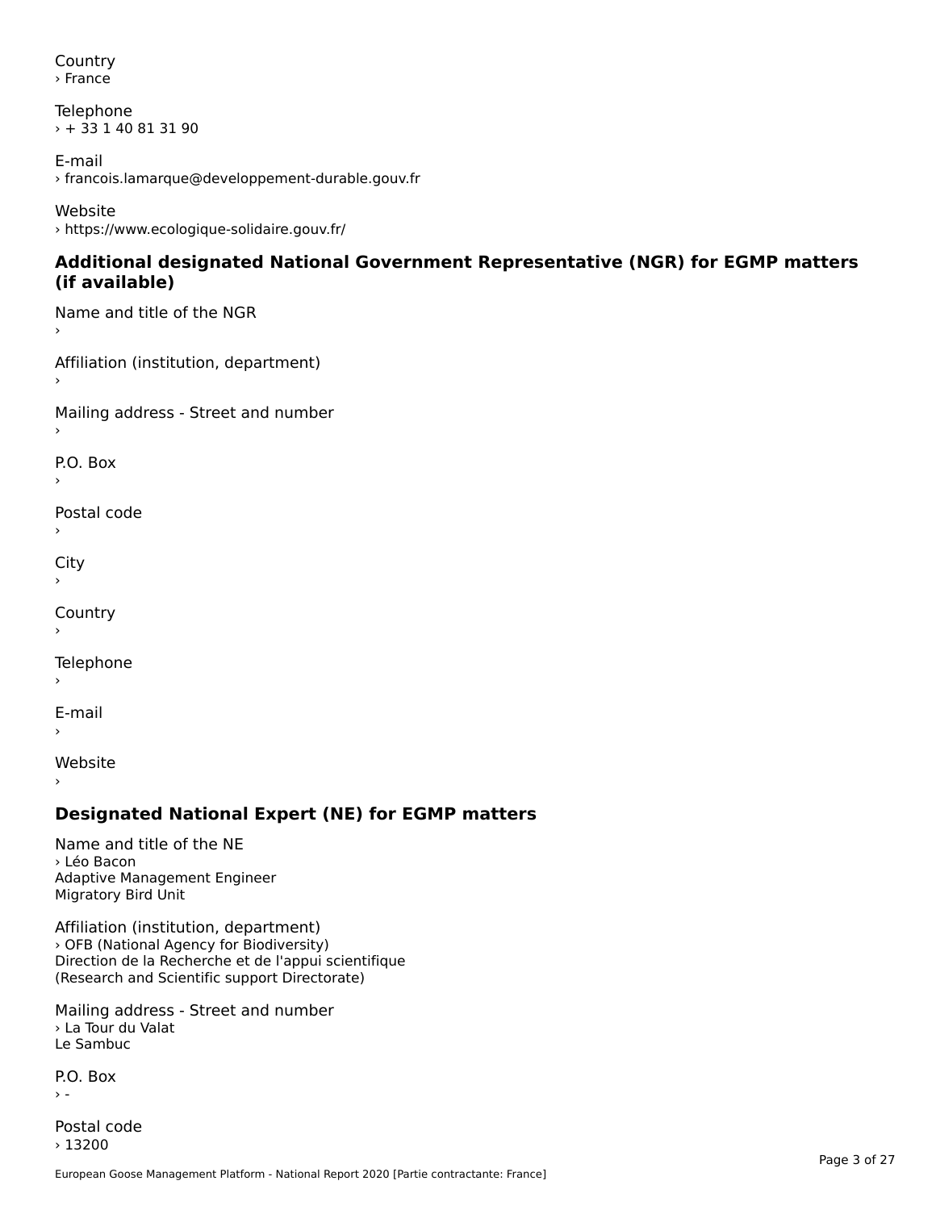Country
› France

Telephone
› + 33 1 40 81 31 90

E-mail
› francois.lamarque@developpement-durable.gouv.fr

Website
› https://www.ecologique-solidaire.gouv.fr/

## Additional designated National Government Representative (NGR) for EGMP matters (if available)

Name and title of the NGR
›

Affiliation (institution, department)
›

Mailing address - Street and number
›

P.O. Box
›

Postal code
›

City
›

Country
›

Telephone
›

E-mail
›

Website
›

## Designated National Expert (NE) for EGMP matters

Name and title of the NE
› Léo Bacon
Adaptive Management Engineer
Migratory Bird Unit

Affiliation (institution, department)
› OFB (National Agency for Biodiversity)
Direction de la Recherche et de l'appui scientifique
(Research and Scientific support Directorate)

Mailing address - Street and number
› La Tour du Valat
Le Sambuc

P.O. Box
› -

Postal code
› 13200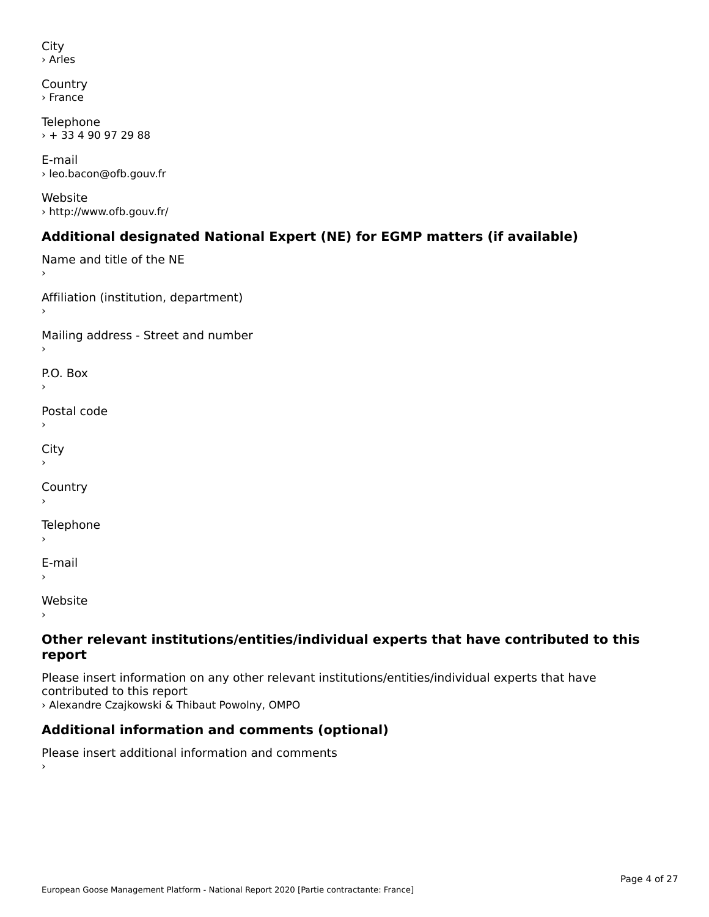City
› Arles

Country
› France

Telephone
› + 33 4 90 97 29 88

E-mail
› leo.bacon@ofb.gouv.fr

Website
› http://www.ofb.gouv.fr/

### Additional designated National Expert (NE) for EGMP matters (if available)

Name and title of the NE
›

Affiliation (institution, department)
›

Mailing address - Street and number
›

P.O. Box
›

Postal code
›

City
›

Country
›

Telephone
›

E-mail
›

Website
›

### Other relevant institutions/entities/individual experts that have contributed to this report

Please insert information on any other relevant institutions/entities/individual experts that have contributed to this report
› Alexandre Czajkowski & Thibaut Powolny, OMPO

### Additional information and comments (optional)

Please insert additional information and comments
›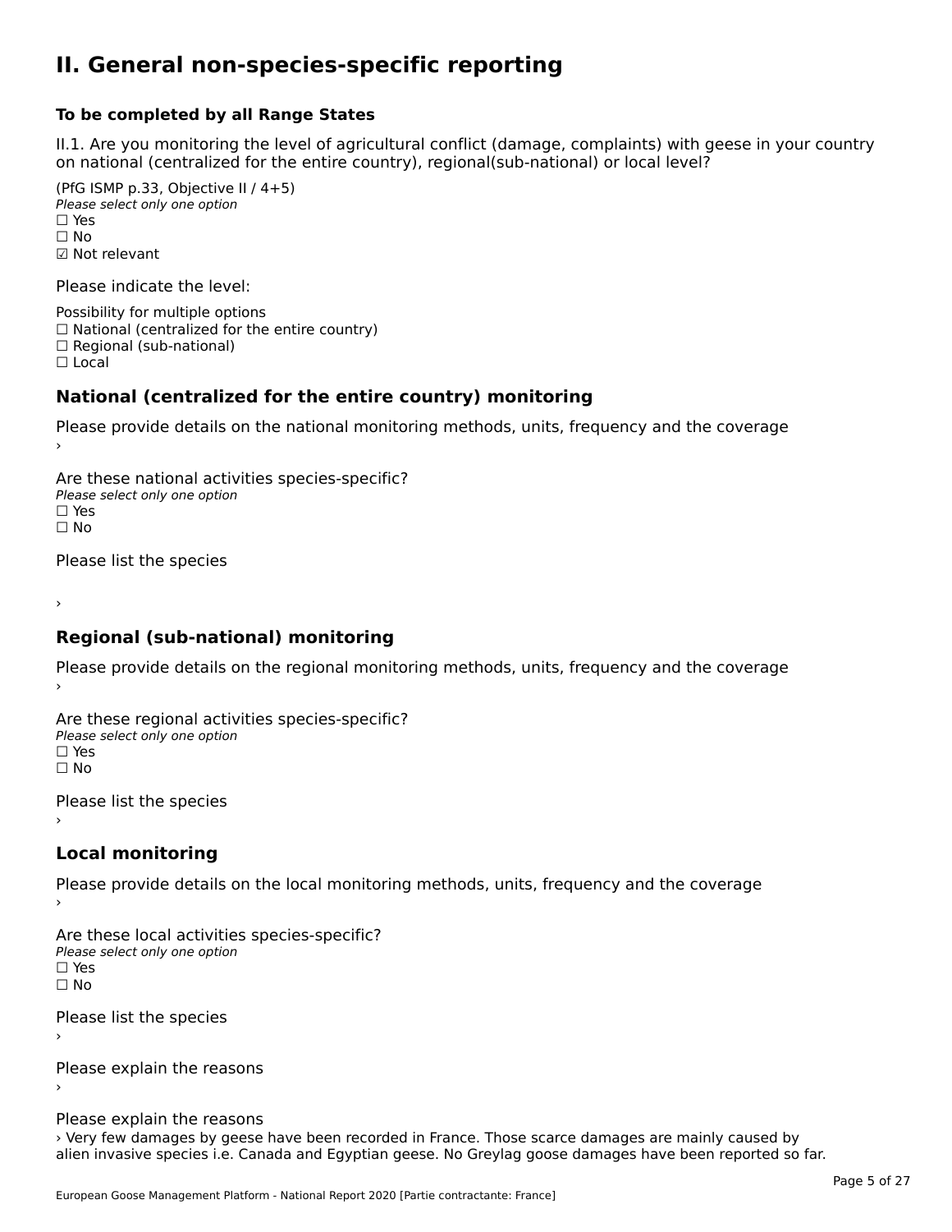# II. General non-species-specific reporting

**To be completed by all Range States**

II.1. Are you monitoring the level of agricultural conflict (damage, complaints) with geese in your country on national (centralized for the entire country), regional(sub-national) or local level?

(PfG ISMP p.33, Objective II / 4+5)
*Please select only one option*
☐ Yes
☐ No
☑ Not relevant

Please indicate the level:

Possibility for multiple options
☐ National (centralized for the entire country)
☐ Regional (sub-national)
☐ Local

## National (centralized for the entire country) monitoring

Please provide details on the national monitoring methods, units, frequency and the coverage
›

Are these national activities species-specific?
*Please select only one option*
☐ Yes
☐ No

Please list the species

›

## Regional (sub-national) monitoring

Please provide details on the regional monitoring methods, units, frequency and the coverage
›

Are these regional activities species-specific?
*Please select only one option*
☐ Yes
☐ No

Please list the species
›

## Local monitoring

Please provide details on the local monitoring methods, units, frequency and the coverage
›

Are these local activities species-specific?
*Please select only one option*
☐ Yes
☐ No

Please list the species
›

Please explain the reasons
›

Please explain the reasons
› Very few damages by geese have been recorded in France. Those scarce damages are mainly caused by alien invasive species i.e. Canada and Egyptian geese. No Greylag goose damages have been reported so far.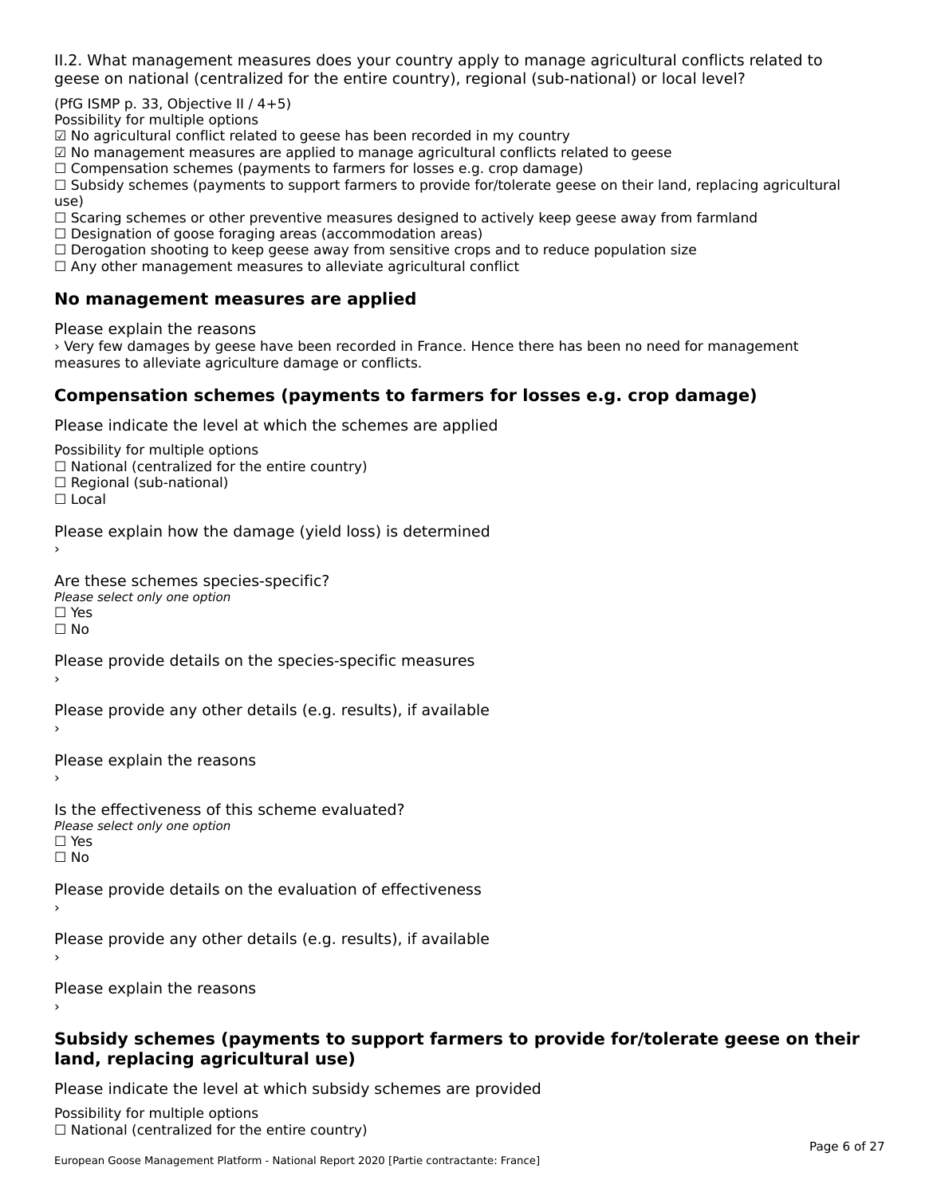II.2. What management measures does your country apply to manage agricultural conflicts related to geese on national (centralized for the entire country), regional (sub-national) or local level?

(PfG ISMP p. 33, Objective II / 4+5)
Possibility for multiple options
☑ No agricultural conflict related to geese has been recorded in my country
☑ No management measures are applied to manage agricultural conflicts related to geese
☐ Compensation schemes (payments to farmers for losses e.g. crop damage)
☐ Subsidy schemes (payments to support farmers to provide for/tolerate geese on their land, replacing agricultural use)
☐ Scaring schemes or other preventive measures designed to actively keep geese away from farmland
☐ Designation of goose foraging areas (accommodation areas)
☐ Derogation shooting to keep geese away from sensitive crops and to reduce population size
☐ Any other management measures to alleviate agricultural conflict

## No management measures are applied

Please explain the reasons
› Very few damages by geese have been recorded in France. Hence there has been no need for management measures to alleviate agriculture damage or conflicts.

## Compensation schemes (payments to farmers for losses e.g. crop damage)

Please indicate the level at which the schemes are applied

Possibility for multiple options
☐ National (centralized for the entire country)
☐ Regional (sub-national)
☐ Local

Please explain how the damage (yield loss) is determined
›

Are these schemes species-specific?
*Please select only one option*
☐ Yes
☐ No

Please provide details on the species-specific measures
›

Please provide any other details (e.g. results), if available
›

Please explain the reasons
›

Is the effectiveness of this scheme evaluated?
*Please select only one option*
☐ Yes
☐ No

Please provide details on the evaluation of effectiveness
›

Please provide any other details (e.g. results), if available
›

Please explain the reasons
›

## Subsidy schemes (payments to support farmers to provide for/tolerate geese on their land, replacing agricultural use)

Please indicate the level at which subsidy schemes are provided

Possibility for multiple options
☐ National (centralized for the entire country)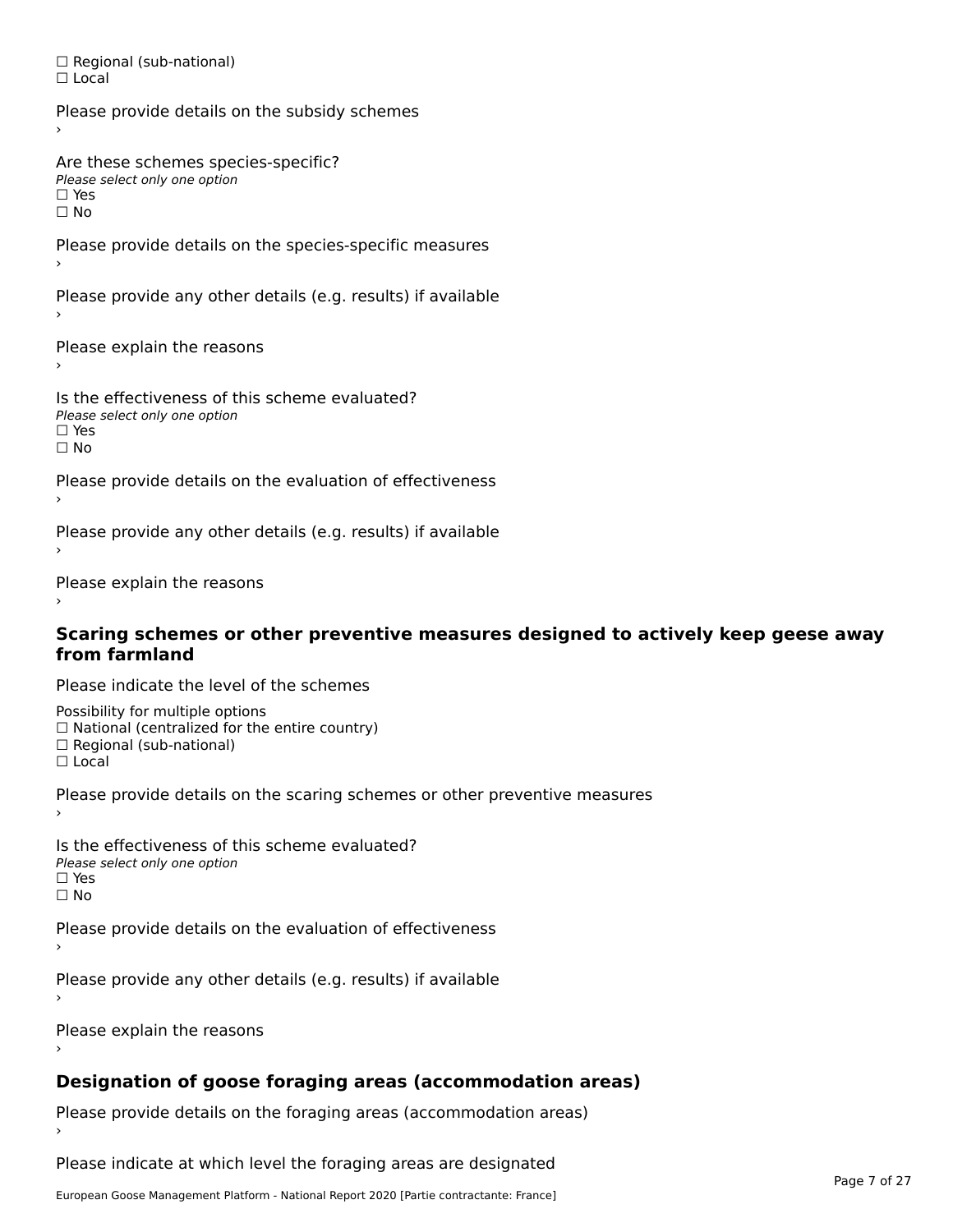☐ Regional (sub-national)
☐ Local

Please provide details on the subsidy schemes
›

Are these schemes species-specific?
*Please select only one option*
☐ Yes
☐ No

Please provide details on the species-specific measures
›

Please provide any other details (e.g. results) if available
›

Please explain the reasons
›

Is the effectiveness of this scheme evaluated?
*Please select only one option*
☐ Yes
☐ No

Please provide details on the evaluation of effectiveness
›

Please provide any other details (e.g. results) if available
›

Please explain the reasons
›

## Scaring schemes or other preventive measures designed to actively keep geese away from farmland

Please indicate the level of the schemes

Possibility for multiple options
☐ National (centralized for the entire country)
☐ Regional (sub-national)
☐ Local

Please provide details on the scaring schemes or other preventive measures
›

Is the effectiveness of this scheme evaluated?
*Please select only one option*
☐ Yes
☐ No

Please provide details on the evaluation of effectiveness
›

Please provide any other details (e.g. results) if available
›

Please explain the reasons
›

## Designation of goose foraging areas (accommodation areas)

Please provide details on the foraging areas (accommodation areas)
›

Please indicate at which level the foraging areas are designated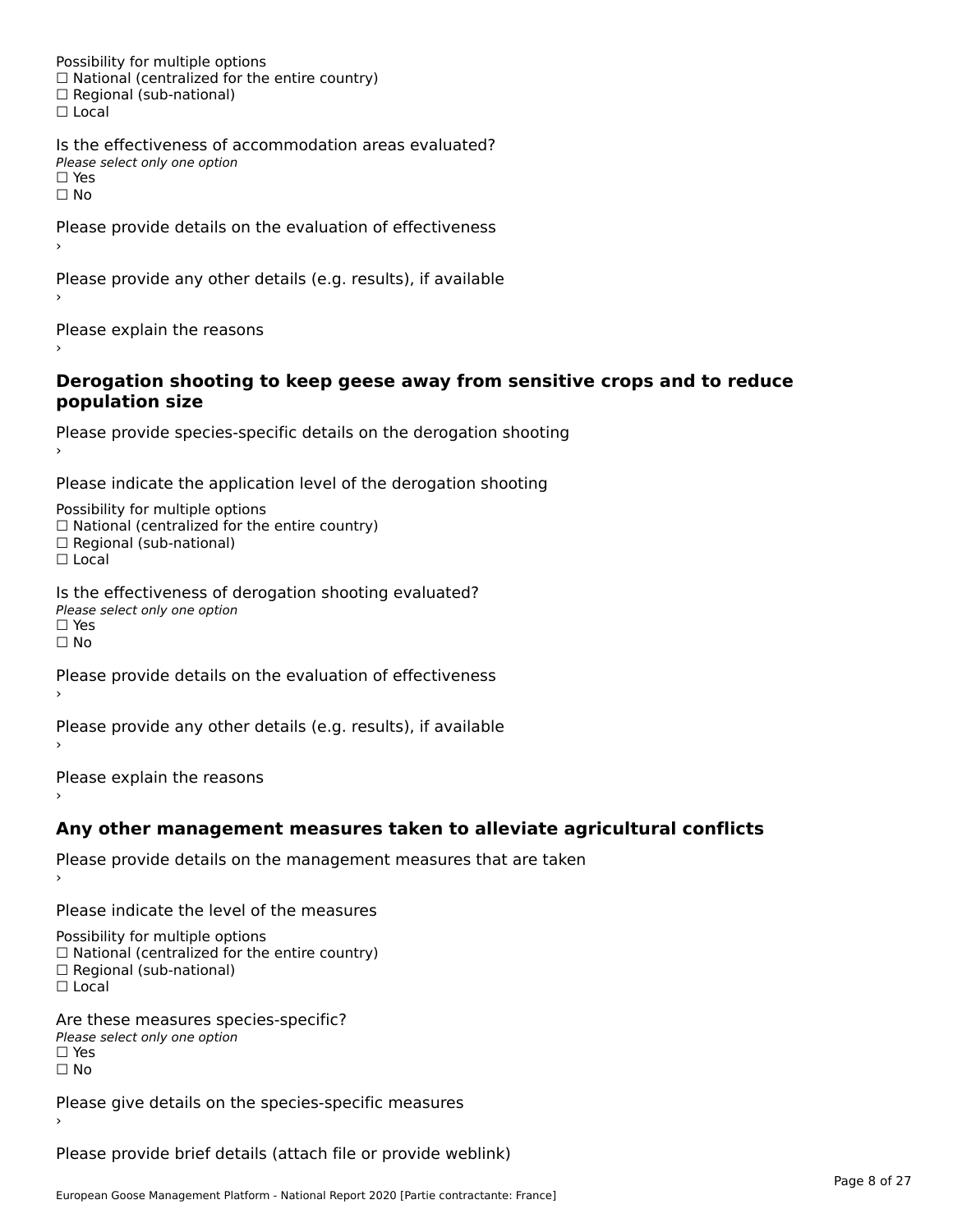Possibility for multiple options
☐ National (centralized for the entire country)
☐ Regional (sub-national)
☐ Local

Is the effectiveness of accommodation areas evaluated?
*Please select only one option*
☐ Yes
☐ No

Please provide details on the evaluation of effectiveness
›

Please provide any other details (e.g. results), if available
›

Please explain the reasons
›

### Derogation shooting to keep geese away from sensitive crops and to reduce population size

Please provide species-specific details on the derogation shooting
›

Please indicate the application level of the derogation shooting

Possibility for multiple options
☐ National (centralized for the entire country)
☐ Regional (sub-national)
☐ Local

Is the effectiveness of derogation shooting evaluated?
*Please select only one option*
☐ Yes
☐ No

Please provide details on the evaluation of effectiveness
›

Please provide any other details (e.g. results), if available
›

Please explain the reasons
›

### Any other management measures taken to alleviate agricultural conflicts

Please provide details on the management measures that are taken
›

Please indicate the level of the measures

Possibility for multiple options
☐ National (centralized for the entire country)
☐ Regional (sub-national)
☐ Local

Are these measures species-specific?
*Please select only one option*
☐ Yes
☐ No

Please give details on the species-specific measures
›

Please provide brief details (attach file or provide weblink)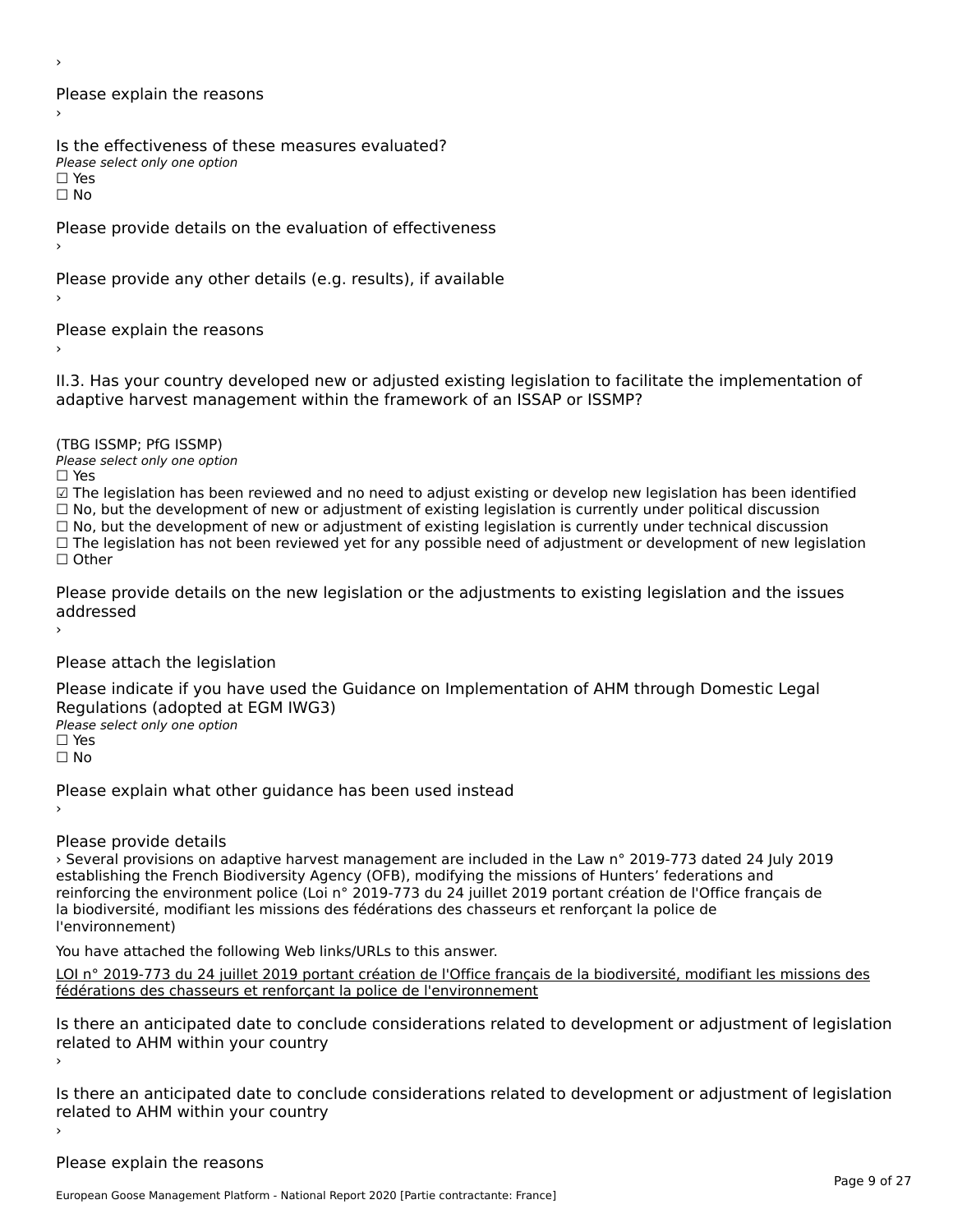›

Please explain the reasons

›

Is the effectiveness of these measures evaluated?

*Please select only one option*

☐ Yes

☐ No

Please provide details on the evaluation of effectiveness

›

Please provide any other details (e.g. results), if available

›

Please explain the reasons

›

II.3. Has your country developed new or adjusted existing legislation to facilitate the implementation of adaptive harvest management within the framework of an ISSAP or ISSMP?

(TBG ISSMP; PfG ISSMP)

*Please select only one option*

☐ Yes

☑ The legislation has been reviewed and no need to adjust existing or develop new legislation has been identified

☐ No, but the development of new or adjustment of existing legislation is currently under political discussion

☐ No, but the development of new or adjustment of existing legislation is currently under technical discussion

☐ The legislation has not been reviewed yet for any possible need of adjustment or development of new legislation

☐ Other

Please provide details on the new legislation or the adjustments to existing legislation and the issues addressed

›

Please attach the legislation

Please indicate if you have used the Guidance on Implementation of AHM through Domestic Legal Regulations (adopted at EGM IWG3)

*Please select only one option*

☐ Yes

☐ No

Please explain what other guidance has been used instead

›

Please provide details

› Several provisions on adaptive harvest management are included in the Law n° 2019-773 dated 24 July 2019 establishing the French Biodiversity Agency (OFB), modifying the missions of Hunters' federations and reinforcing the environment police (Loi n° 2019-773 du 24 juillet 2019 portant création de l'Office français de la biodiversité, modifiant les missions des fédérations des chasseurs et renforçant la police de l'environnement)

You have attached the following Web links/URLs to this answer.

LOI n° 2019-773 du 24 juillet 2019 portant création de l'Office français de la biodiversité, modifiant les missions des fédérations des chasseurs et renforçant la police de l'environnement

Is there an anticipated date to conclude considerations related to development or adjustment of legislation related to AHM within your country

›

Is there an anticipated date to conclude considerations related to development or adjustment of legislation related to AHM within your country

›

Please explain the reasons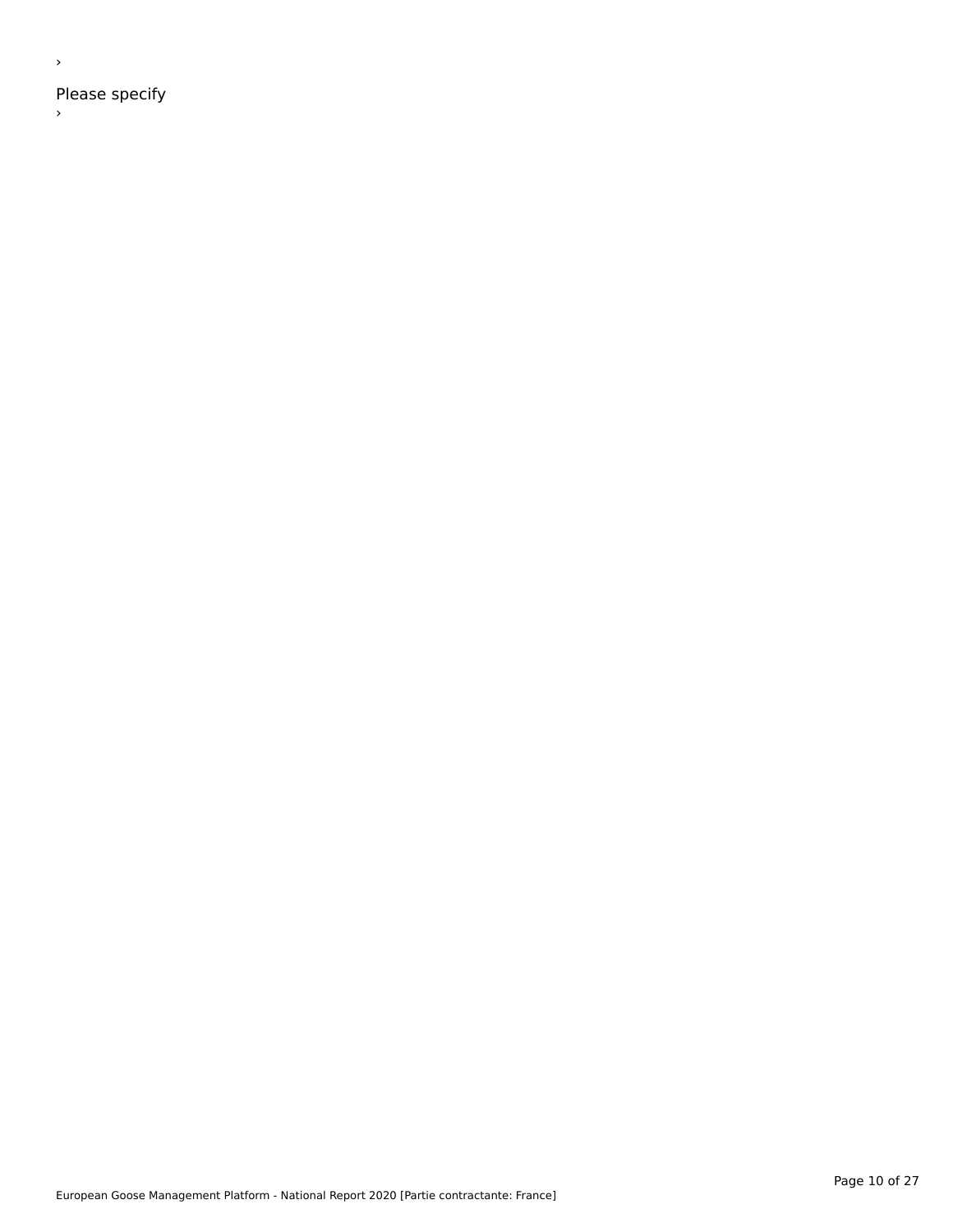›

Please specify

›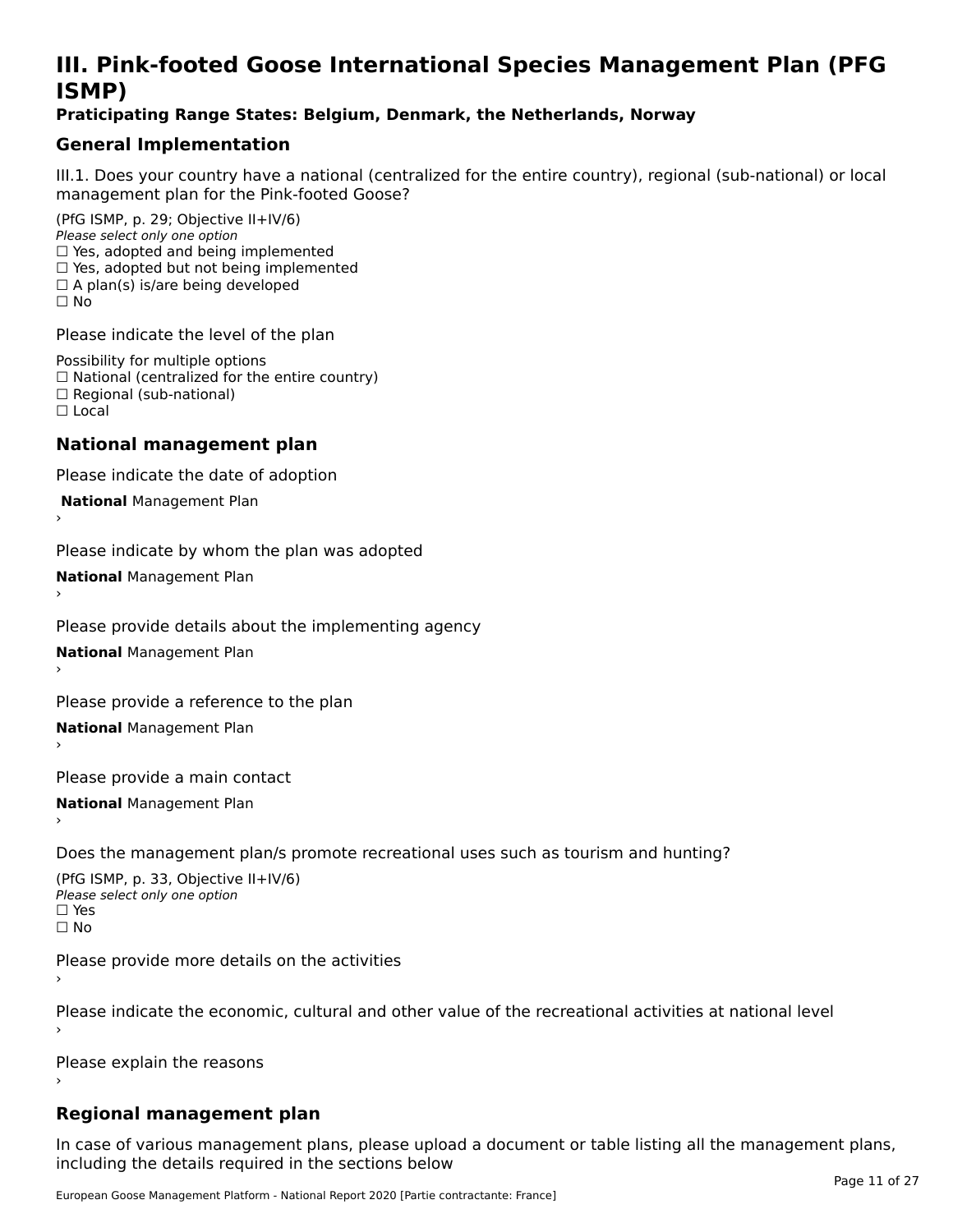# III. Pink-footed Goose International Species Management Plan (PFG ISMP)

**Praticipating Range States: Belgium, Denmark, the Netherlands, Norway**

## General Implementation

III.1. Does your country have a national (centralized for the entire country), regional (sub-national) or local management plan for the Pink-footed Goose?

(PfG ISMP, p. 29; Objective II+IV/6)
*Please select only one option*
☐ Yes, adopted and being implemented
☐ Yes, adopted but not being implemented
☐ A plan(s) is/are being developed
☐ No

Please indicate the level of the plan

Possibility for multiple options
☐ National (centralized for the entire country)
☐ Regional (sub-national)
☐ Local

## National management plan

Please indicate the date of adoption

**National** Management Plan
›

Please indicate by whom the plan was adopted

**National** Management Plan
›

Please provide details about the implementing agency

**National** Management Plan
›

Please provide a reference to the plan

**National** Management Plan
›

Please provide a main contact

**National** Management Plan
›

Does the management plan/s promote recreational uses such as tourism and hunting?

(PfG ISMP, p. 33, Objective II+IV/6)
*Please select only one option*
☐ Yes
☐ No

Please provide more details on the activities
›

Please indicate the economic, cultural and other value of the recreational activities at national level
›

Please explain the reasons
›

## Regional management plan

In case of various management plans, please upload a document or table listing all the management plans, including the details required in the sections below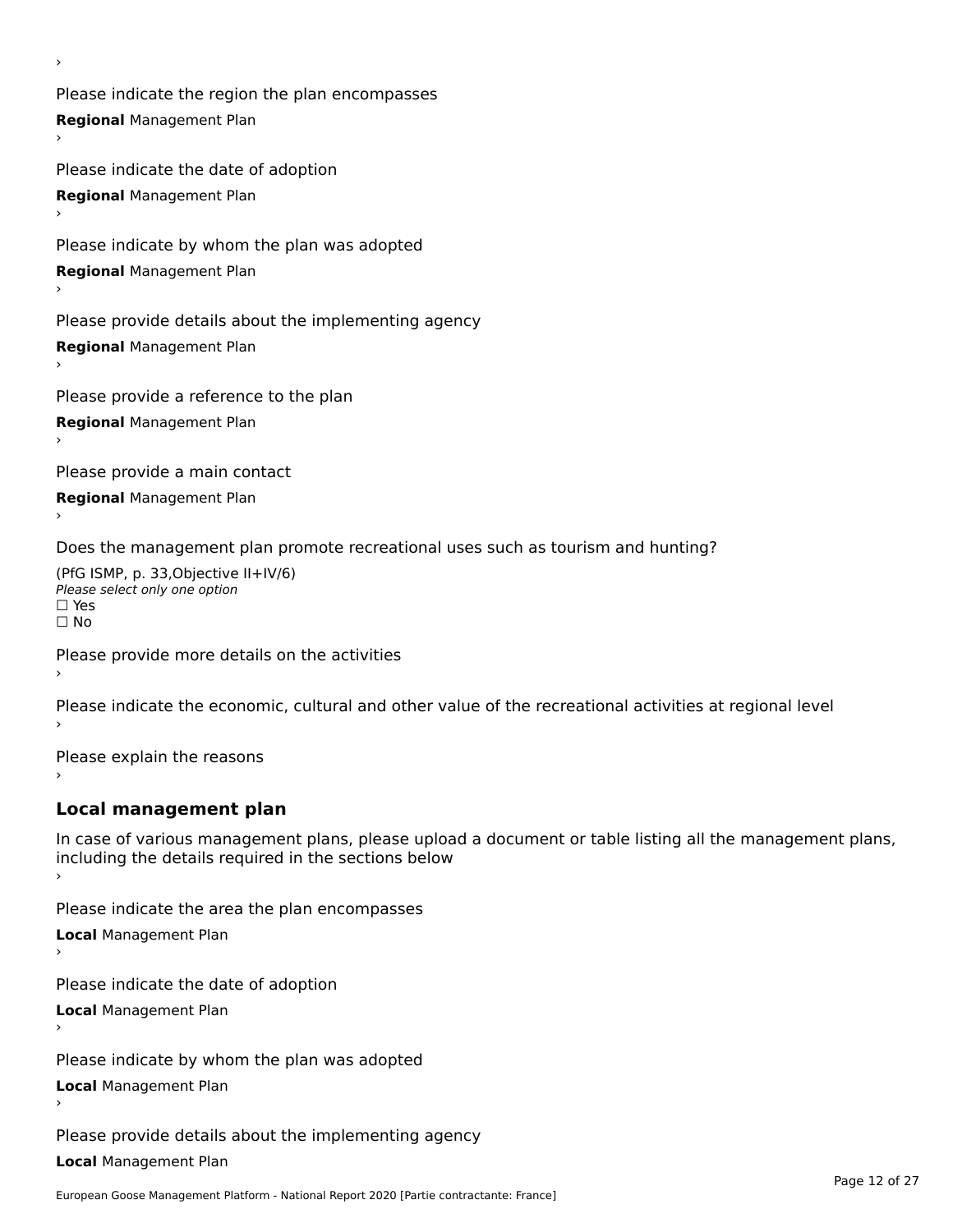›

Please indicate the region the plan encompasses

**Regional** Management Plan

›

Please indicate the date of adoption

**Regional** Management Plan

›

Please indicate by whom the plan was adopted

**Regional** Management Plan

›

Please provide details about the implementing agency

**Regional** Management Plan

›

Please provide a reference to the plan

**Regional** Management Plan

›

Please provide a main contact

**Regional** Management Plan

›

Does the management plan promote recreational uses such as tourism and hunting?

(PfG ISMP, p. 33,Objective II+IV/6)

*Please select only one option*

☐ Yes

☐ No

Please provide more details on the activities

›

Please indicate the economic, cultural and other value of the recreational activities at regional level

›

Please explain the reasons

›

## Local management plan

In case of various management plans, please upload a document or table listing all the management plans, including the details required in the sections below

›

Please indicate the area the plan encompasses

**Local** Management Plan

›

Please indicate the date of adoption

**Local** Management Plan

›

Please indicate by whom the plan was adopted

**Local** Management Plan

›

Please provide details about the implementing agency

**Local** Management Plan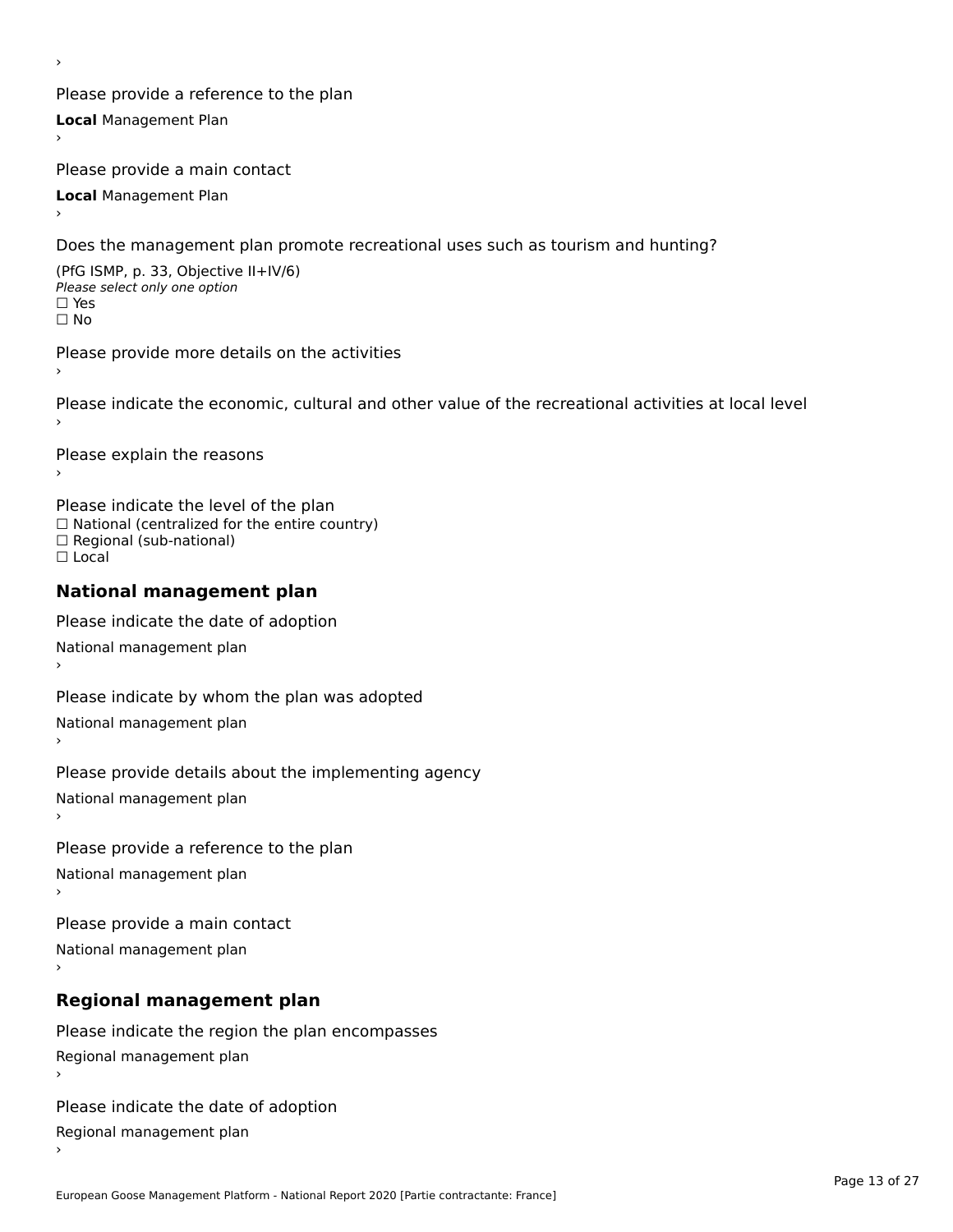›

Please provide a reference to the plan

**Local** Management Plan

›

Please provide a main contact

**Local** Management Plan

›

Does the management plan promote recreational uses such as tourism and hunting?

(PfG ISMP, p. 33, Objective II+IV/6)

*Please select only one option*

☐ Yes

☐ No

Please provide more details on the activities

›

Please indicate the economic, cultural and other value of the recreational activities at local level

›

Please explain the reasons

›

Please indicate the level of the plan

☐ National (centralized for the entire country)

☐ Regional (sub-national)

☐ Local

## National management plan

Please indicate the date of adoption

National management plan

›

Please indicate by whom the plan was adopted

National management plan

›

Please provide details about the implementing agency

National management plan

›

Please provide a reference to the plan

National management plan

›

Please provide a main contact

National management plan

›

## Regional management plan

Please indicate the region the plan encompasses

Regional management plan

›

Please indicate the date of adoption

Regional management plan

›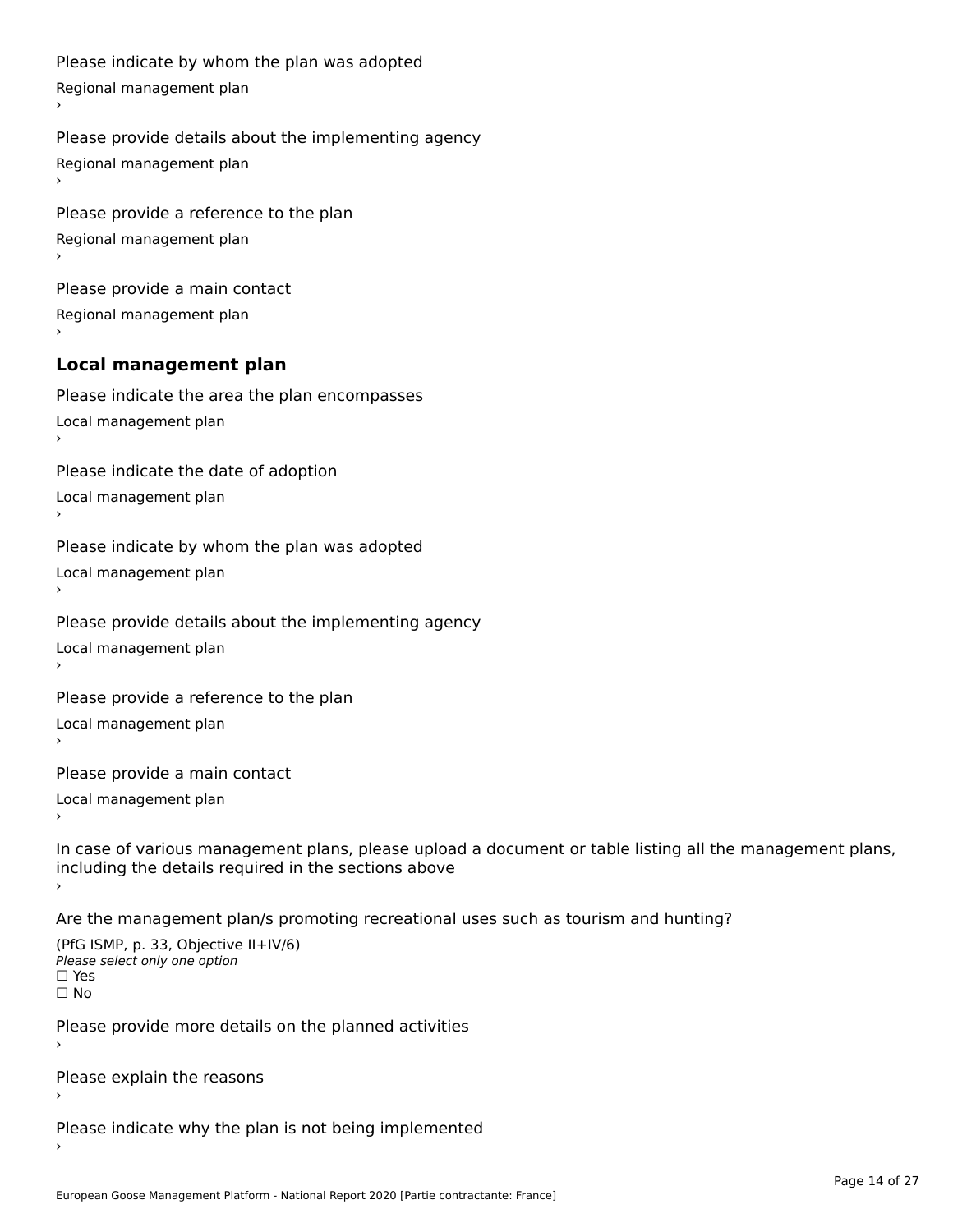Please indicate by whom the plan was adopted

Regional management plan

›

Please provide details about the implementing agency

Regional management plan

›

Please provide a reference to the plan

Regional management plan

›

Please provide a main contact

Regional management plan

›

### Local management plan

Please indicate the area the plan encompasses

Local management plan

›

Please indicate the date of adoption

Local management plan

›

Please indicate by whom the plan was adopted

Local management plan

›

Please provide details about the implementing agency

Local management plan

›

Please provide a reference to the plan

Local management plan

›

Please provide a main contact

Local management plan

›

In case of various management plans, please upload a document or table listing all the management plans, including the details required in the sections above

›

Are the management plan/s promoting recreational uses such as tourism and hunting?

(PfG ISMP, p. 33, Objective II+IV/6)

*Please select only one option*

☐ Yes

☐ No

Please provide more details on the planned activities

›

Please explain the reasons

›

Please indicate why the plan is not being implemented

›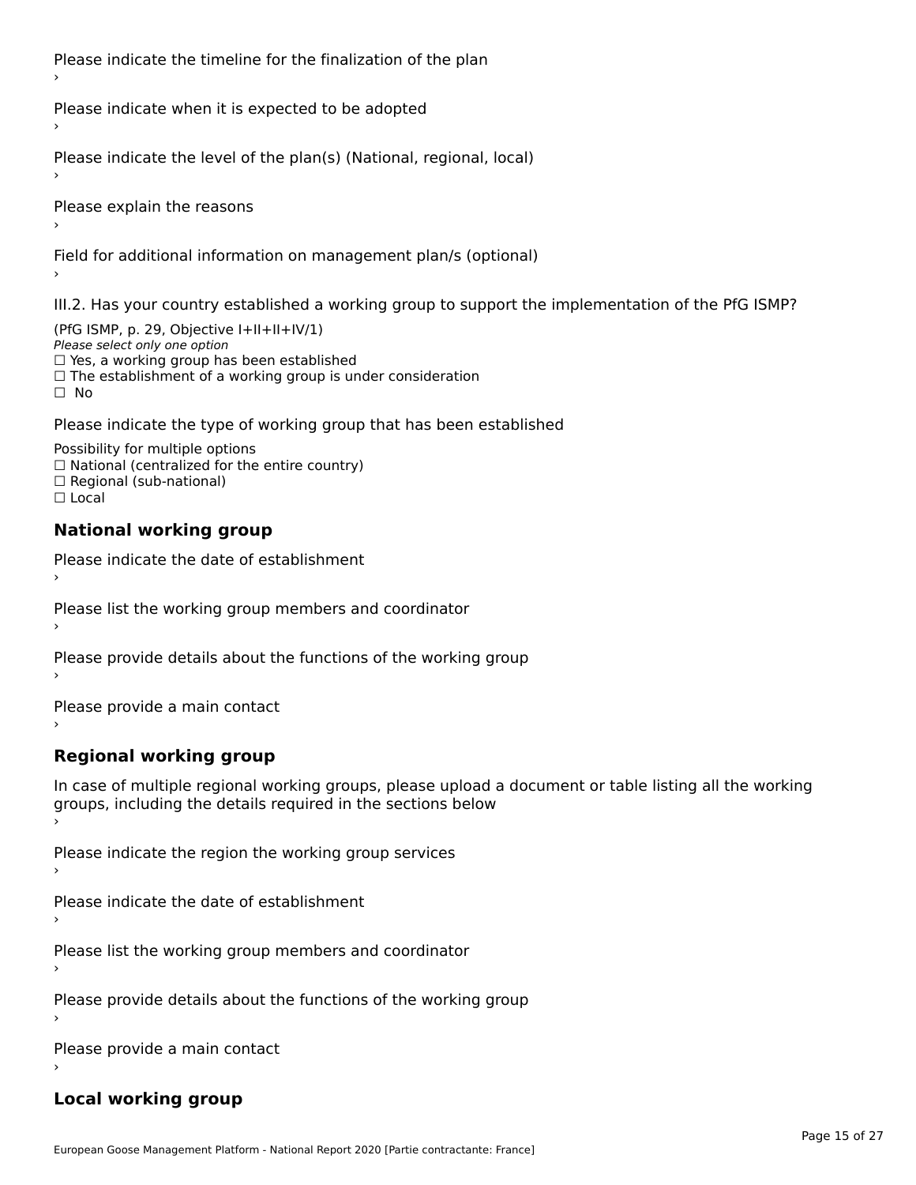Please indicate the timeline for the finalization of the plan

›

Please indicate when it is expected to be adopted

›

Please indicate the level of the plan(s) (National, regional, local)

›

Please explain the reasons

›

Field for additional information on management plan/s (optional)

›

III.2. Has your country established a working group to support the implementation of the PfG ISMP?

(PfG ISMP, p. 29, Objective I+II+II+IV/1)

*Please select only one option*

☐ Yes, a working group has been established
☐ The establishment of a working group is under consideration
☐ No

Please indicate the type of working group that has been established

Possibility for multiple options

☐ National (centralized for the entire country)
☐ Regional (sub-national)
☐ Local

## National working group

Please indicate the date of establishment

›

Please list the working group members and coordinator

›

Please provide details about the functions of the working group

›

Please provide a main contact

›

## Regional working group

In case of multiple regional working groups, please upload a document or table listing all the working groups, including the details required in the sections below

›

Please indicate the region the working group services

›

Please indicate the date of establishment

›

Please list the working group members and coordinator

›

Please provide details about the functions of the working group

›

Please provide a main contact

›

## Local working group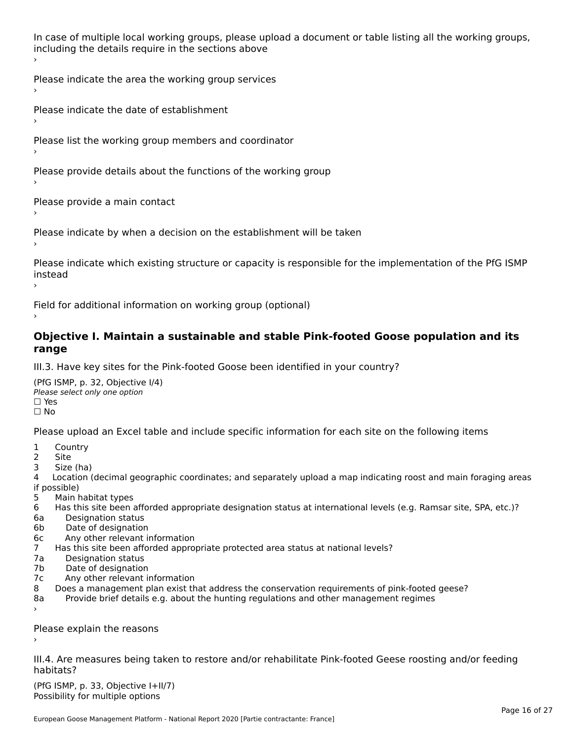In case of multiple local working groups, please upload a document or table listing all the working groups, including the details require in the sections above

›

Please indicate the area the working group services

›

Please indicate the date of establishment

›

Please list the working group members and coordinator

›

Please provide details about the functions of the working group

›

Please provide a main contact

›

Please indicate by when a decision on the establishment will be taken

›

Please indicate which existing structure or capacity is responsible for the implementation of the PfG ISMP instead

›

Field for additional information on working group (optional)

›

## Objective I. Maintain a sustainable and stable Pink-footed Goose population and its range

III.3. Have key sites for the Pink-footed Goose been identified in your country?

(PfG ISMP, p. 32, Objective I/4)

*Please select only one option*

☐ Yes

☐ No

Please upload an Excel table and include specific information for each site on the following items

1 Country
2 Site
3 Size (ha)
4 Location (decimal geographic coordinates; and separately upload a map indicating roost and main foraging areas if possible)
5 Main habitat types
6 Has this site been afforded appropriate designation status at international levels (e.g. Ramsar site, SPA, etc.)?
6a Designation status
6b Date of designation
6c Any other relevant information
7 Has this site been afforded appropriate protected area status at national levels?
7a Designation status
7b Date of designation
7c Any other relevant information
8 Does a management plan exist that address the conservation requirements of pink-footed geese?
8a Provide brief details e.g. about the hunting regulations and other management regimes

›

Please explain the reasons

›

III.4. Are measures being taken to restore and/or rehabilitate Pink-footed Geese roosting and/or feeding habitats?

(PfG ISMP, p. 33, Objective I+II/7)

Possibility for multiple options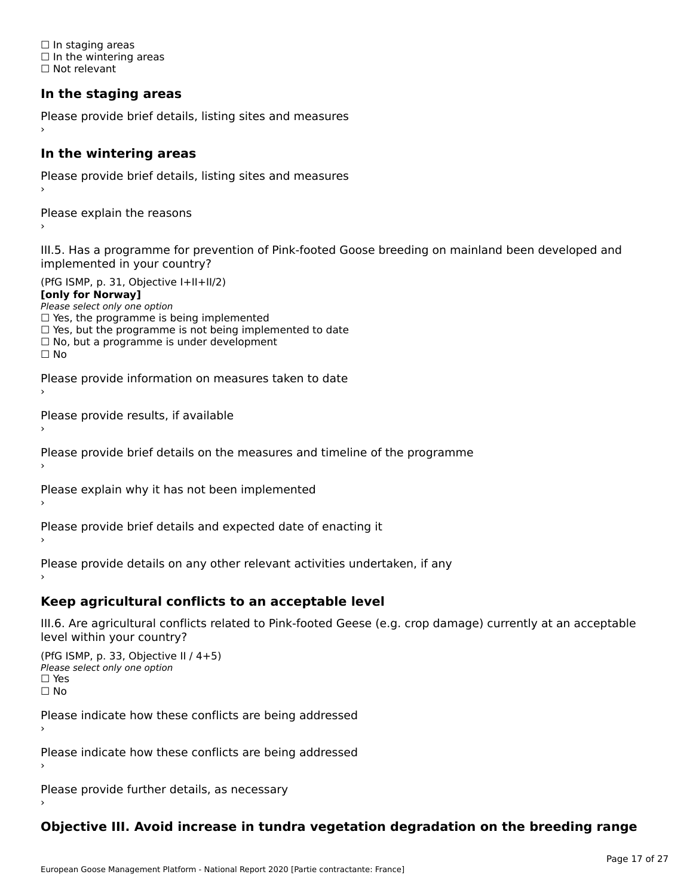☐ In staging areas
☐ In the wintering areas
☐ Not relevant

### In the staging areas

Please provide brief details, listing sites and measures
›

### In the wintering areas

Please provide brief details, listing sites and measures
›

Please explain the reasons
›

III.5. Has a programme for prevention of Pink-footed Goose breeding on mainland been developed and implemented in your country?

(PfG ISMP, p. 31, Objective I+II+II/2)
**[only for Norway]**
*Please select only one option*
☐ Yes, the programme is being implemented
☐ Yes, but the programme is not being implemented to date
☐ No, but a programme is under development
☐ No

Please provide information on measures taken to date
›

Please provide results, if available
›

Please provide brief details on the measures and timeline of the programme
›

Please explain why it has not been implemented
›

Please provide brief details and expected date of enacting it
›

Please provide details on any other relevant activities undertaken, if any
›

### Keep agricultural conflicts to an acceptable level

III.6. Are agricultural conflicts related to Pink-footed Geese (e.g. crop damage) currently at an acceptable level within your country?

(PfG ISMP, p. 33, Objective II / 4+5)
*Please select only one option*
☐ Yes
☐ No

Please indicate how these conflicts are being addressed
›

Please indicate how these conflicts are being addressed
›

Please provide further details, as necessary
›

### Objective III. Avoid increase in tundra vegetation degradation on the breeding range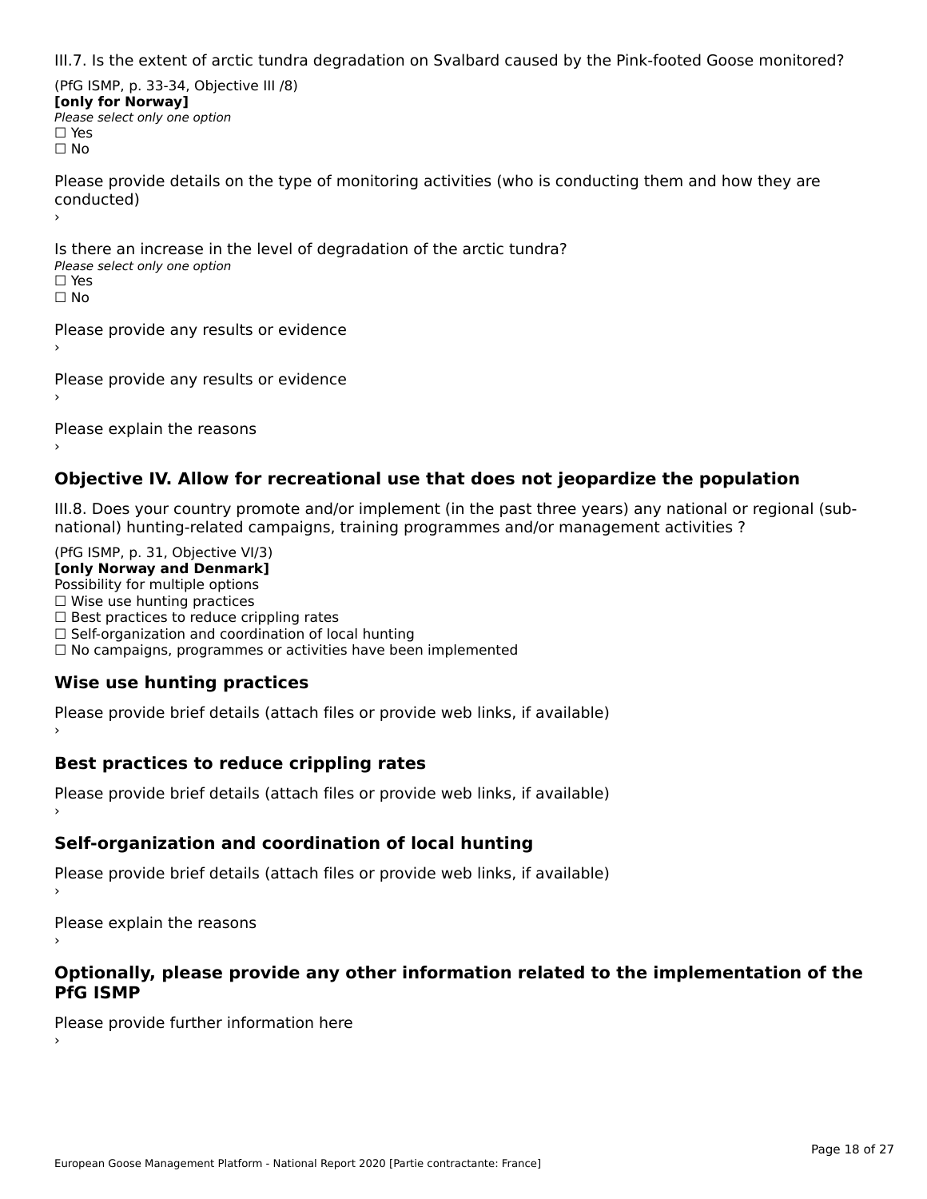III.7. Is the extent of arctic tundra degradation on Svalbard caused by the Pink-footed Goose monitored?

(PfG ISMP, p. 33-34, Objective III /8)
**[only for Norway]**
*Please select only one option*
☐ Yes
☐ No

Please provide details on the type of monitoring activities (who is conducting them and how they are conducted)
›

Is there an increase in the level of degradation of the arctic tundra?
*Please select only one option*
☐ Yes
☐ No

Please provide any results or evidence
›

Please provide any results or evidence
›

Please explain the reasons
›

## Objective IV. Allow for recreational use that does not jeopardize the population

III.8. Does your country promote and/or implement (in the past three years) any national or regional (sub-national) hunting-related campaigns, training programmes and/or management activities ?

(PfG ISMP, p. 31, Objective VI/3)
**[only Norway and Denmark]**
Possibility for multiple options
☐ Wise use hunting practices
☐ Best practices to reduce crippling rates
☐ Self-organization and coordination of local hunting
☐ No campaigns, programmes or activities have been implemented

### Wise use hunting practices

Please provide brief details (attach files or provide web links, if available)
›

### Best practices to reduce crippling rates

Please provide brief details (attach files or provide web links, if available)
›

### Self-organization and coordination of local hunting

Please provide brief details (attach files or provide web links, if available)
›

Please explain the reasons
›

## Optionally, please provide any other information related to the implementation of the PfG ISMP

Please provide further information here
›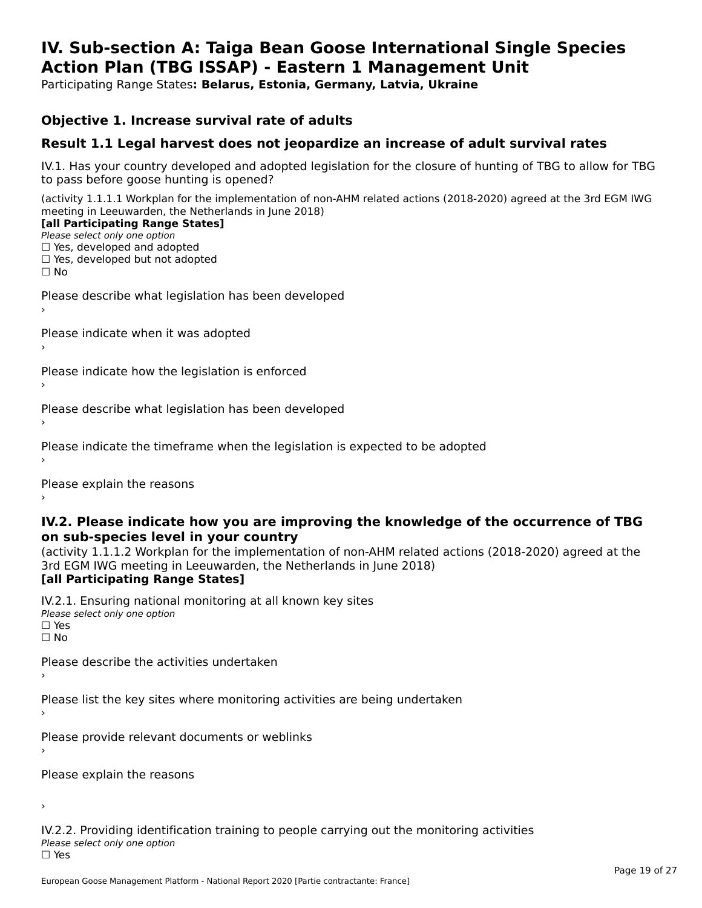# IV. Sub-section A: Taiga Bean Goose International Single Species Action Plan (TBG ISSAP) - Eastern 1 Management Unit

Participating Range States**: Belarus, Estonia, Germany, Latvia, Ukraine**

## Objective 1. Increase survival rate of adults

## Result 1.1 Legal harvest does not jeopardize an increase of adult survival rates

IV.1. Has your country developed and adopted legislation for the closure of hunting of TBG to allow for TBG to pass before goose hunting is opened?

(activity 1.1.1.1 Workplan for the implementation of non-AHM related actions (2018-2020) agreed at the 3rd EGM IWG meeting in Leeuwarden, the Netherlands in June 2018)

**[all Participating Range States]**

*Please select only one option*

☐ Yes, developed and adopted

☐ Yes, developed but not adopted

☐ No

Please describe what legislation has been developed

›

Please indicate when it was adopted

›

Please indicate how the legislation is enforced

›

Please describe what legislation has been developed

›

Please indicate the timeframe when the legislation is expected to be adopted

›

Please explain the reasons

›

### IV.2. Please indicate how you are improving the knowledge of the occurrence of TBG on sub-species level in your country

(activity 1.1.1.2 Workplan for the implementation of non-AHM related actions (2018-2020) agreed at the 3rd EGM IWG meeting in Leeuwarden, the Netherlands in June 2018)

**[all Participating Range States]**

IV.2.1. Ensuring national monitoring at all known key sites

*Please select only one option*

☐ Yes

☐ No

Please describe the activities undertaken

›

Please list the key sites where monitoring activities are being undertaken

›

Please provide relevant documents or weblinks

›

Please explain the reasons

›

IV.2.2. Providing identification training to people carrying out the monitoring activities

*Please select only one option*

☐ Yes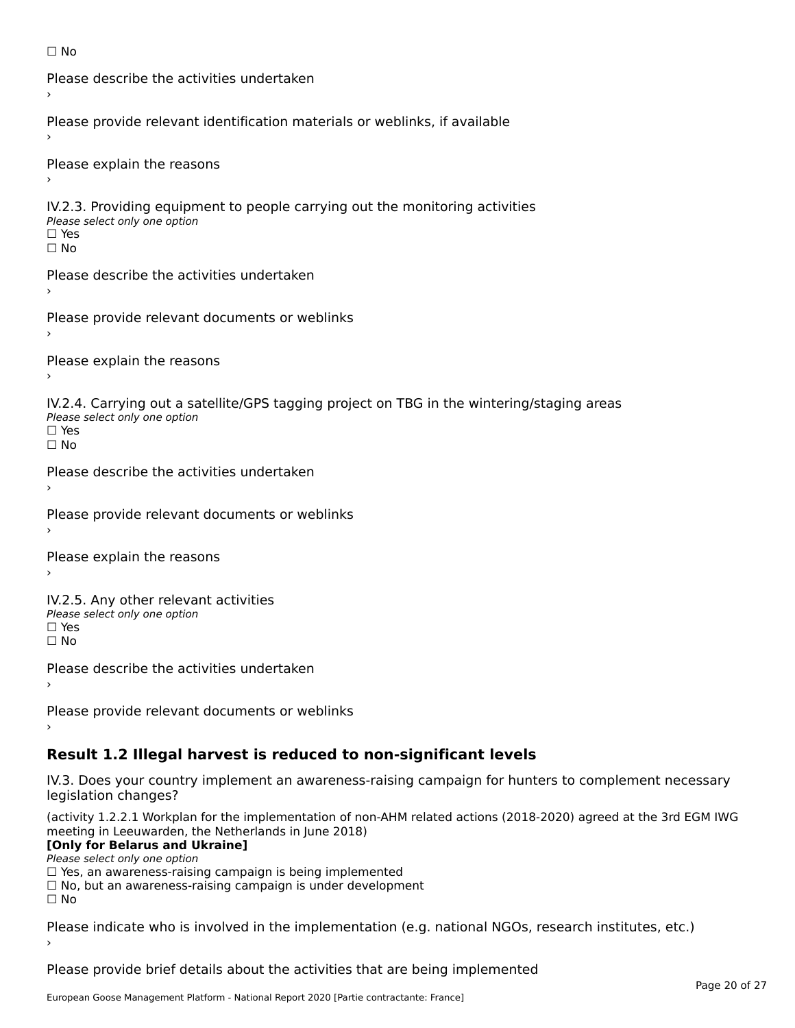☐ No

Please describe the activities undertaken

›

Please provide relevant identification materials or weblinks, if available

›

Please explain the reasons

›

IV.2.3. Providing equipment to people carrying out the monitoring activities

*Please select only one option*

☐ Yes

☐ No

Please describe the activities undertaken

›

Please provide relevant documents or weblinks

›

Please explain the reasons

›

IV.2.4. Carrying out a satellite/GPS tagging project on TBG in the wintering/staging areas

*Please select only one option*

☐ Yes

☐ No

Please describe the activities undertaken

›

Please provide relevant documents or weblinks

›

Please explain the reasons

›

IV.2.5. Any other relevant activities

*Please select only one option*

☐ Yes

☐ No

Please describe the activities undertaken

›

Please provide relevant documents or weblinks

›

## Result 1.2 Illegal harvest is reduced to non-significant levels

IV.3. Does your country implement an awareness-raising campaign for hunters to complement necessary legislation changes?

(activity 1.2.2.1 Workplan for the implementation of non-AHM related actions (2018-2020) agreed at the 3rd EGM IWG meeting in Leeuwarden, the Netherlands in June 2018)

**[Only for Belarus and Ukraine]**

*Please select only one option*

☐ Yes, an awareness-raising campaign is being implemented

☐ No, but an awareness-raising campaign is under development

☐ No

Please indicate who is involved in the implementation (e.g. national NGOs, research institutes, etc.)

›

Please provide brief details about the activities that are being implemented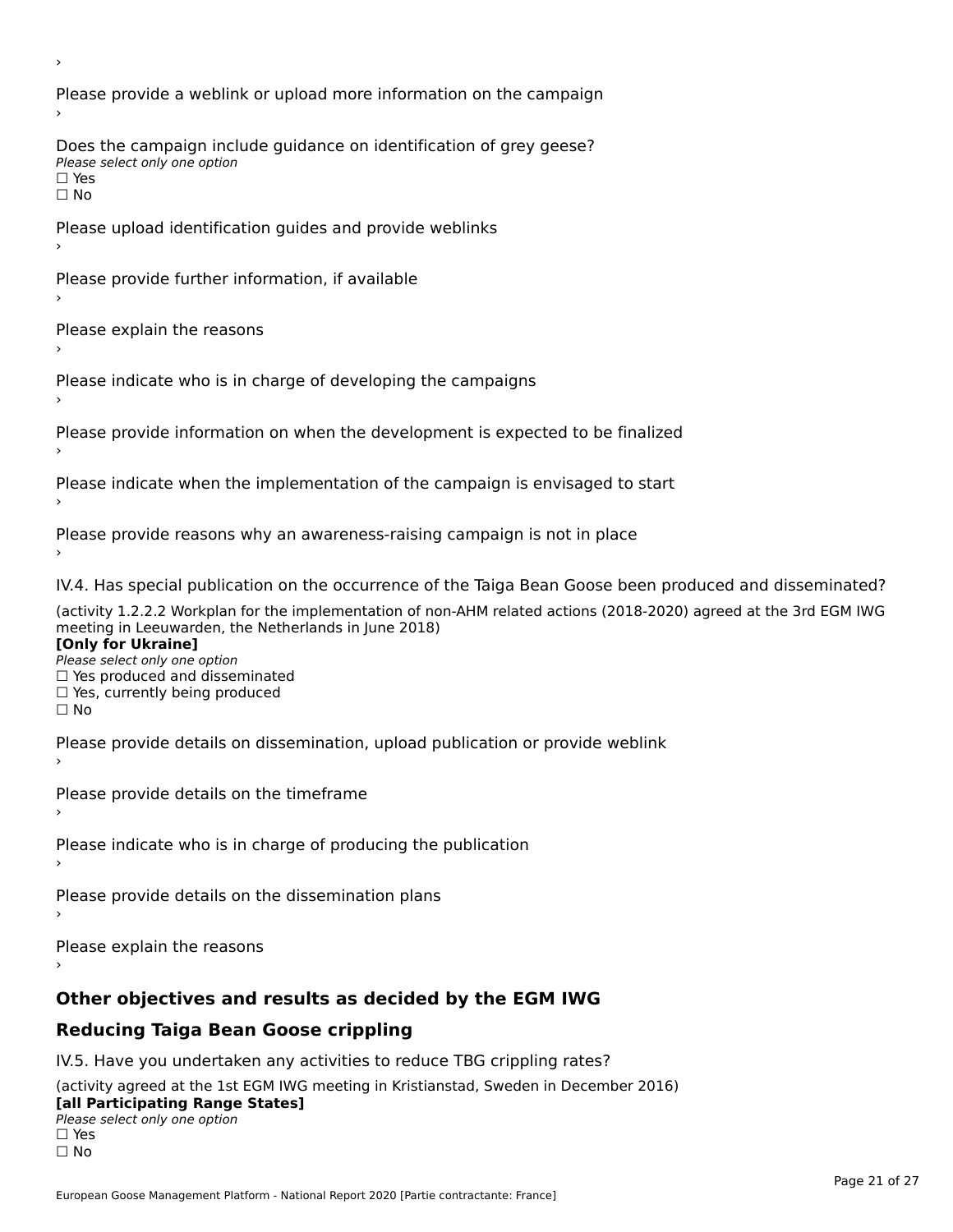›

Please provide a weblink or upload more information on the campaign

›

Does the campaign include guidance on identification of grey geese?

*Please select only one option*

☐ Yes

☐ No

Please upload identification guides and provide weblinks

›

Please provide further information, if available

›

Please explain the reasons

›

Please indicate who is in charge of developing the campaigns

›

Please provide information on when the development is expected to be finalized

›

Please indicate when the implementation of the campaign is envisaged to start

›

Please provide reasons why an awareness-raising campaign is not in place

›

IV.4. Has special publication on the occurrence of the Taiga Bean Goose been produced and disseminated?

(activity 1.2.2.2 Workplan for the implementation of non-AHM related actions (2018-2020) agreed at the 3rd EGM IWG meeting in Leeuwarden, the Netherlands in June 2018)

**[Only for Ukraine]**

*Please select only one option*

☐ Yes produced and disseminated

☐ Yes, currently being produced

☐ No

Please provide details on dissemination, upload publication or provide weblink

›

Please provide details on the timeframe

›

Please indicate who is in charge of producing the publication

›

Please provide details on the dissemination plans

›

Please explain the reasons

›

## Other objectives and results as decided by the EGM IWG

## Reducing Taiga Bean Goose crippling

IV.5. Have you undertaken any activities to reduce TBG crippling rates?

(activity agreed at the 1st EGM IWG meeting in Kristianstad, Sweden in December 2016)

**[all Participating Range States]**

*Please select only one option*

☐ Yes

☐ No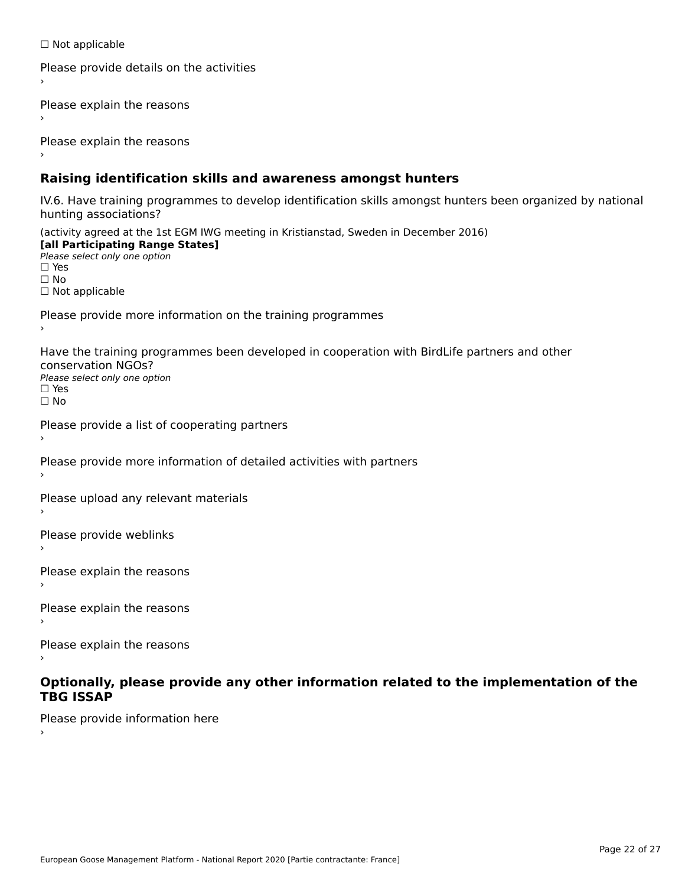☐ Not applicable

Please provide details on the activities
›

Please explain the reasons
›

Please explain the reasons
›

## Raising identification skills and awareness amongst hunters

IV.6. Have training programmes to develop identification skills amongst hunters been organized by national hunting associations?

(activity agreed at the 1st EGM IWG meeting in Kristianstad, Sweden in December 2016)
**[all Participating Range States]**
*Please select only one option*
☐ Yes
☐ No
☐ Not applicable

Please provide more information on the training programmes
›

Have the training programmes been developed in cooperation with BirdLife partners and other conservation NGOs?
*Please select only one option*
☐ Yes
☐ No

Please provide a list of cooperating partners
›

Please provide more information of detailed activities with partners
›

Please upload any relevant materials
›

Please provide weblinks
›

Please explain the reasons
›

Please explain the reasons
›

Please explain the reasons
›

## Optionally, please provide any other information related to the implementation of the TBG ISSAP

Please provide information here
›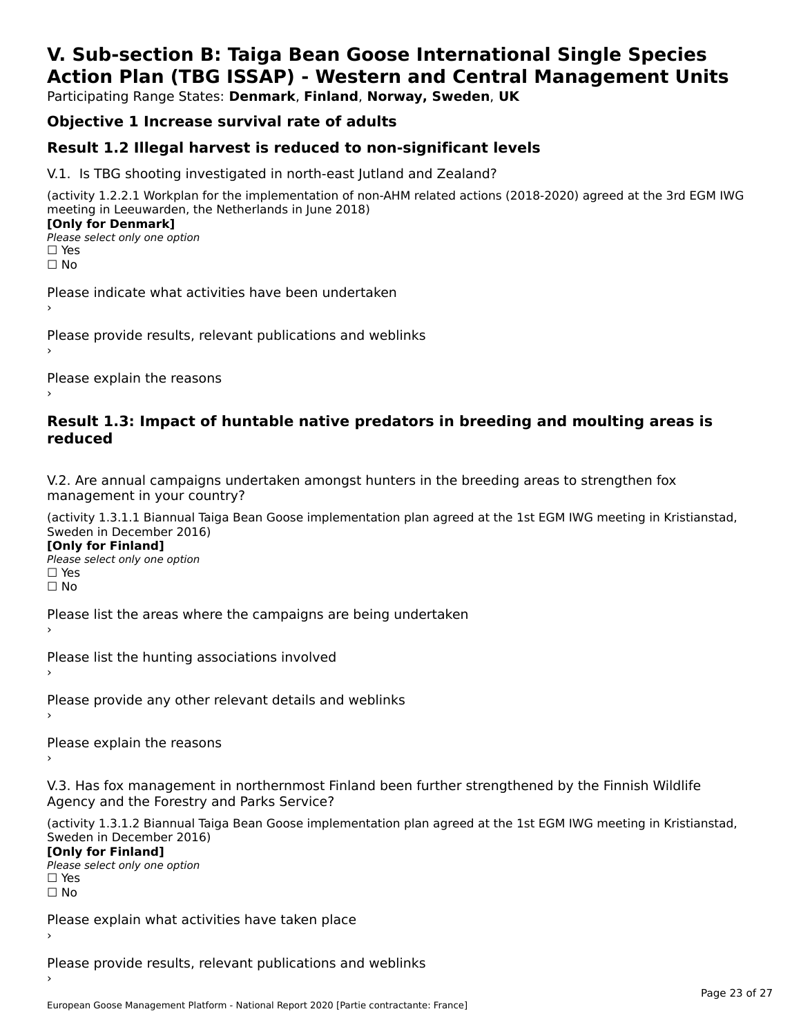# V. Sub-section B: Taiga Bean Goose International Single Species Action Plan (TBG ISSAP) - Western and Central Management Units

Participating Range States: **Denmark**, **Finland**, **Norway, Sweden**, **UK**

## Objective 1 Increase survival rate of adults

### Result 1.2 Illegal harvest is reduced to non-significant levels

V.1. Is TBG shooting investigated in north-east Jutland and Zealand?

(activity 1.2.2.1 Workplan for the implementation of non-AHM related actions (2018-2020) agreed at the 3rd EGM IWG meeting in Leeuwarden, the Netherlands in June 2018)

**[Only for Denmark]**

*Please select only one option*

☐ Yes

☐ No

Please indicate what activities have been undertaken

›

Please provide results, relevant publications and weblinks

›

Please explain the reasons

›

### Result 1.3: Impact of huntable native predators in breeding and moulting areas is reduced

V.2. Are annual campaigns undertaken amongst hunters in the breeding areas to strengthen fox management in your country?

(activity 1.3.1.1 Biannual Taiga Bean Goose implementation plan agreed at the 1st EGM IWG meeting in Kristianstad, Sweden in December 2016)

**[Only for Finland]**

*Please select only one option*

☐ Yes

☐ No

Please list the areas where the campaigns are being undertaken

›

Please list the hunting associations involved

›

Please provide any other relevant details and weblinks

›

Please explain the reasons

›

V.3. Has fox management in northernmost Finland been further strengthened by the Finnish Wildlife Agency and the Forestry and Parks Service?

(activity 1.3.1.2 Biannual Taiga Bean Goose implementation plan agreed at the 1st EGM IWG meeting in Kristianstad, Sweden in December 2016)

**[Only for Finland]**

*Please select only one option*

☐ Yes

☐ No

Please explain what activities have taken place

›

Please provide results, relevant publications and weblinks

›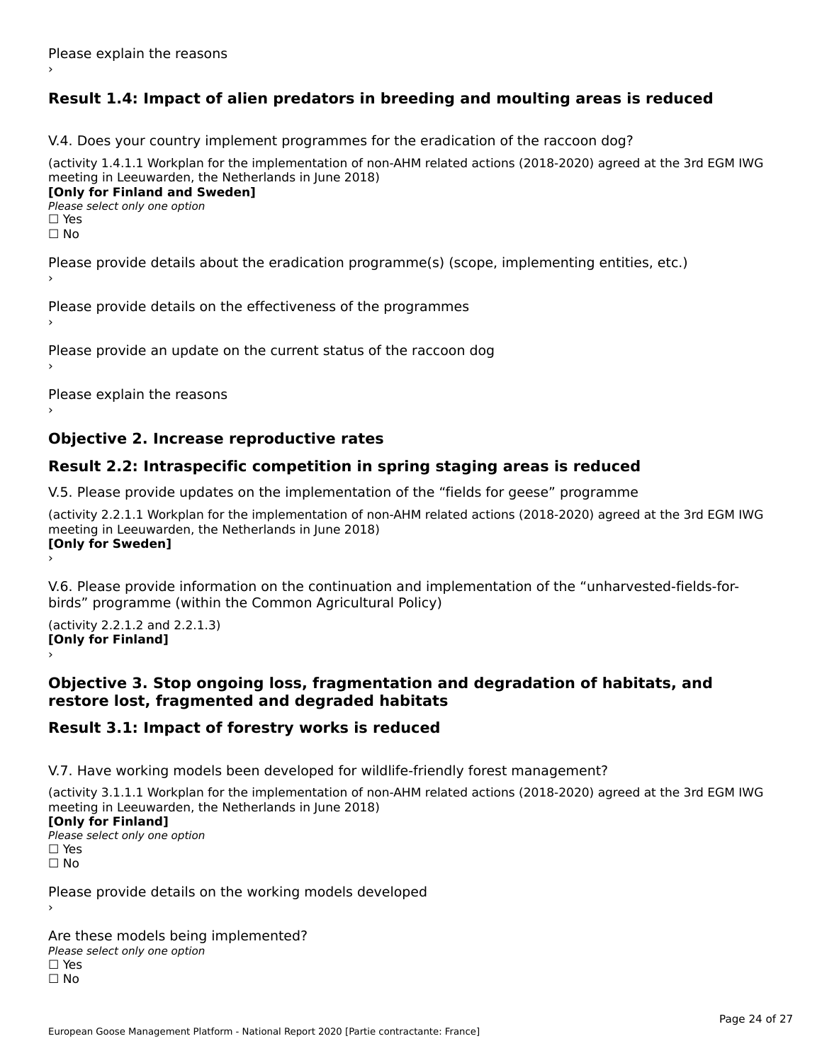Please explain the reasons

›

## Result 1.4: Impact of alien predators in breeding and moulting areas is reduced

V.4. Does your country implement programmes for the eradication of the raccoon dog?

(activity 1.4.1.1 Workplan for the implementation of non-AHM related actions (2018-2020) agreed at the 3rd EGM IWG meeting in Leeuwarden, the Netherlands in June 2018)

**[Only for Finland and Sweden]**

*Please select only one option*

☐ Yes

☐ No

Please provide details about the eradication programme(s) (scope, implementing entities, etc.)

›

Please provide details on the effectiveness of the programmes

›

Please provide an update on the current status of the raccoon dog

›

Please explain the reasons

›

# Objective 2. Increase reproductive rates

## Result 2.2: Intraspecific competition in spring staging areas is reduced

V.5. Please provide updates on the implementation of the “fields for geese” programme

(activity 2.2.1.1 Workplan for the implementation of non-AHM related actions (2018-2020) agreed at the 3rd EGM IWG meeting in Leeuwarden, the Netherlands in June 2018)

**[Only for Sweden]**

›

V.6. Please provide information on the continuation and implementation of the “unharvested-fields-for-birds” programme (within the Common Agricultural Policy)

(activity 2.2.1.2 and 2.2.1.3)

**[Only for Finland]**

›

# Objective 3. Stop ongoing loss, fragmentation and degradation of habitats, and restore lost, fragmented and degraded habitats

## Result 3.1: Impact of forestry works is reduced

V.7. Have working models been developed for wildlife-friendly forest management?

(activity 3.1.1.1 Workplan for the implementation of non-AHM related actions (2018-2020) agreed at the 3rd EGM IWG meeting in Leeuwarden, the Netherlands in June 2018)

**[Only for Finland]**

*Please select only one option*

☐ Yes

☐ No

Please provide details on the working models developed

›

Are these models being implemented?

*Please select only one option*

☐ Yes

☐ No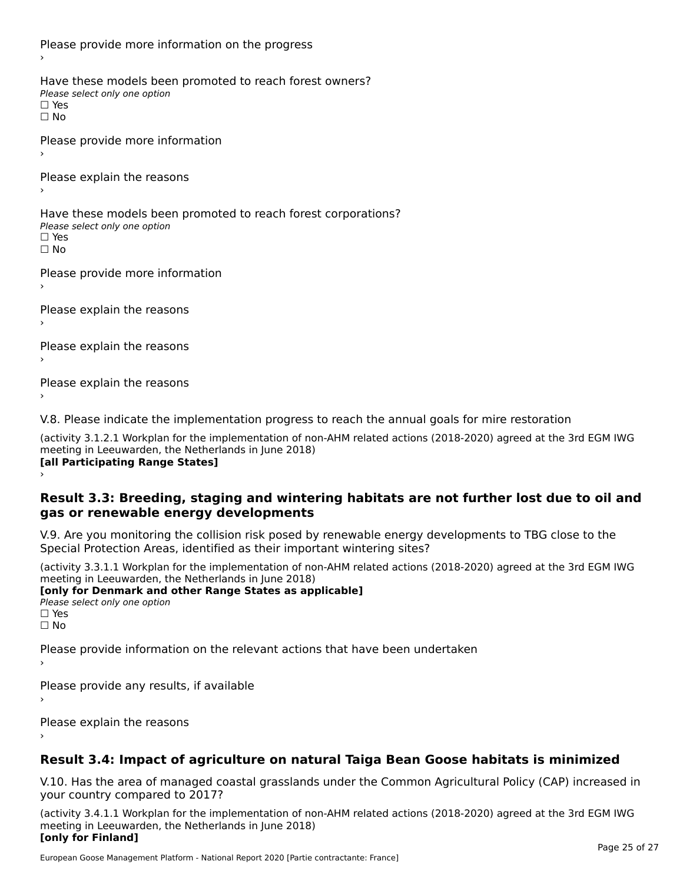Please provide more information on the progress

›

Have these models been promoted to reach forest owners?

*Please select only one option*

☐ Yes

☐ No

Please provide more information

›

Please explain the reasons

›

Have these models been promoted to reach forest corporations?

*Please select only one option*

☐ Yes

☐ No

Please provide more information

›

Please explain the reasons

›

Please explain the reasons

›

Please explain the reasons

›

V.8. Please indicate the implementation progress to reach the annual goals for mire restoration

(activity 3.1.2.1 Workplan for the implementation of non-AHM related actions (2018-2020) agreed at the 3rd EGM IWG meeting in Leeuwarden, the Netherlands in June 2018)

**[all Participating Range States]**

›

## Result 3.3: Breeding, staging and wintering habitats are not further lost due to oil and gas or renewable energy developments

V.9. Are you monitoring the collision risk posed by renewable energy developments to TBG close to the Special Protection Areas, identified as their important wintering sites?

(activity 3.3.1.1 Workplan for the implementation of non-AHM related actions (2018-2020) agreed at the 3rd EGM IWG meeting in Leeuwarden, the Netherlands in June 2018)

**[only for Denmark and other Range States as applicable]**

*Please select only one option*

☐ Yes

☐ No

Please provide information on the relevant actions that have been undertaken

›

Please provide any results, if available

›

Please explain the reasons

›

## Result 3.4: Impact of agriculture on natural Taiga Bean Goose habitats is minimized

V.10. Has the area of managed coastal grasslands under the Common Agricultural Policy (CAP) increased in your country compared to 2017?

(activity 3.4.1.1 Workplan for the implementation of non-AHM related actions (2018-2020) agreed at the 3rd EGM IWG meeting in Leeuwarden, the Netherlands in June 2018)

**[only for Finland]**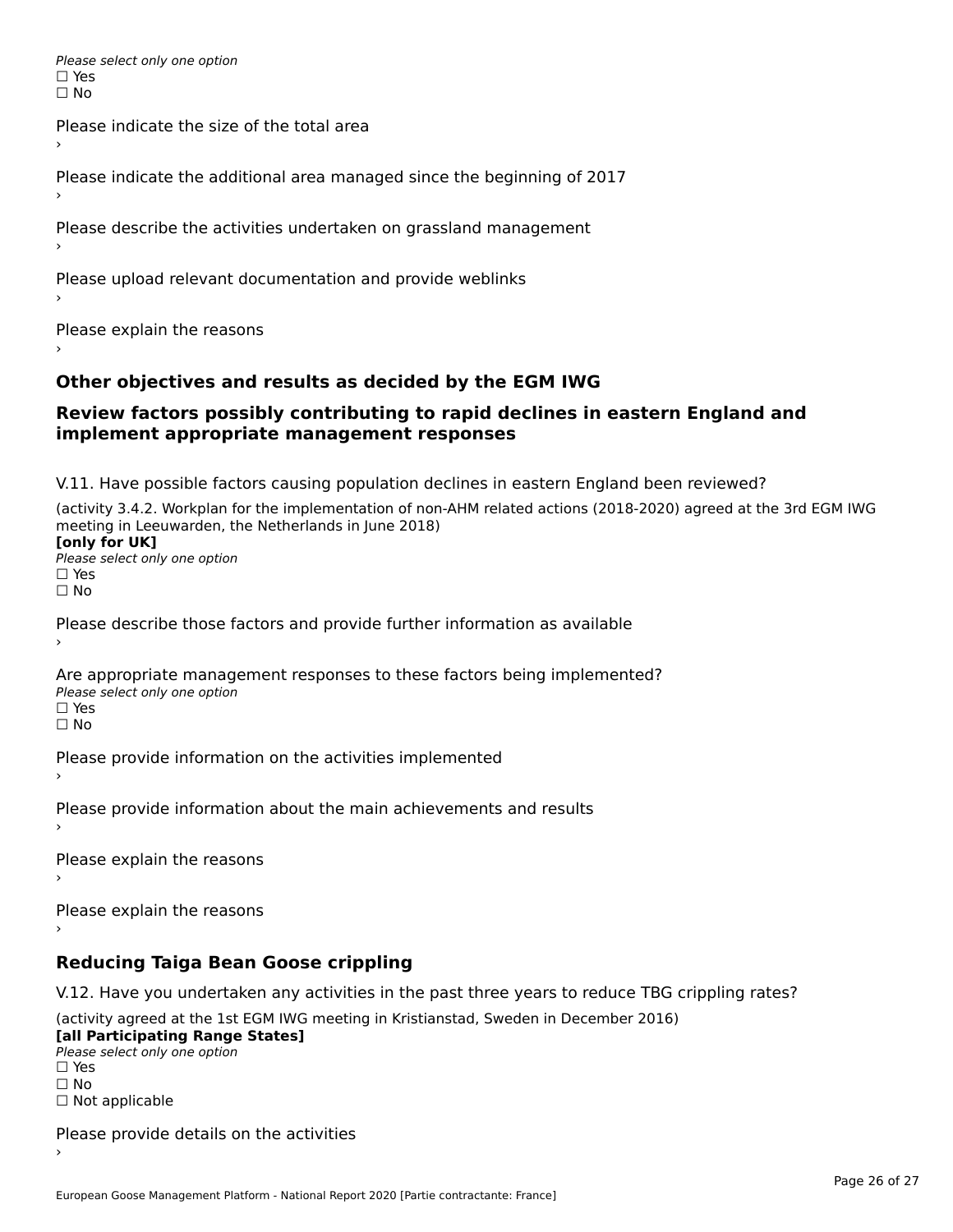*Please select only one option*
☐ Yes
☐ No

Please indicate the size of the total area
›

Please indicate the additional area managed since the beginning of 2017
›

Please describe the activities undertaken on grassland management
›

Please upload relevant documentation and provide weblinks
›

Please explain the reasons
›

## Other objectives and results as decided by the EGM IWG

## Review factors possibly contributing to rapid declines in eastern England and implement appropriate management responses

V.11. Have possible factors causing population declines in eastern England been reviewed?

(activity 3.4.2. Workplan for the implementation of non-AHM related actions (2018-2020) agreed at the 3rd EGM IWG meeting in Leeuwarden, the Netherlands in June 2018)
**[only for UK]**
*Please select only one option*
☐ Yes
☐ No

Please describe those factors and provide further information as available
›

Are appropriate management responses to these factors being implemented?
*Please select only one option*
☐ Yes
☐ No

Please provide information on the activities implemented
›

Please provide information about the main achievements and results
›

Please explain the reasons
›

Please explain the reasons
›

## Reducing Taiga Bean Goose crippling

V.12. Have you undertaken any activities in the past three years to reduce TBG crippling rates?

(activity agreed at the 1st EGM IWG meeting in Kristianstad, Sweden in December 2016)
**[all Participating Range States]**
*Please select only one option*
☐ Yes
☐ No
☐ Not applicable

Please provide details on the activities
›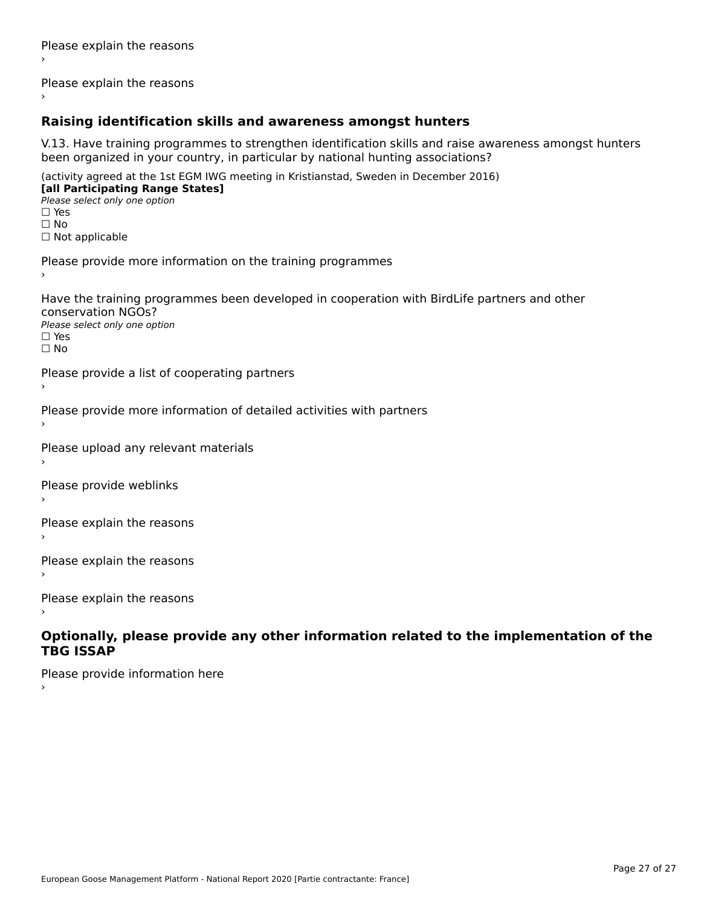Please explain the reasons
›

Please explain the reasons
›

## Raising identification skills and awareness amongst hunters

V.13. Have training programmes to strengthen identification skills and raise awareness amongst hunters been organized in your country, in particular by national hunting associations?

(activity agreed at the 1st EGM IWG meeting in Kristianstad, Sweden in December 2016)
**[all Participating Range States]**
*Please select only one option*
☐ Yes
☐ No
☐ Not applicable

Please provide more information on the training programmes
›

Have the training programmes been developed in cooperation with BirdLife partners and other conservation NGOs?
*Please select only one option*
☐ Yes
☐ No

Please provide a list of cooperating partners
›

Please provide more information of detailed activities with partners
›

Please upload any relevant materials
›

Please provide weblinks
›

Please explain the reasons
›

Please explain the reasons
›

Please explain the reasons
›

## Optionally, please provide any other information related to the implementation of the TBG ISSAP

Please provide information here
›